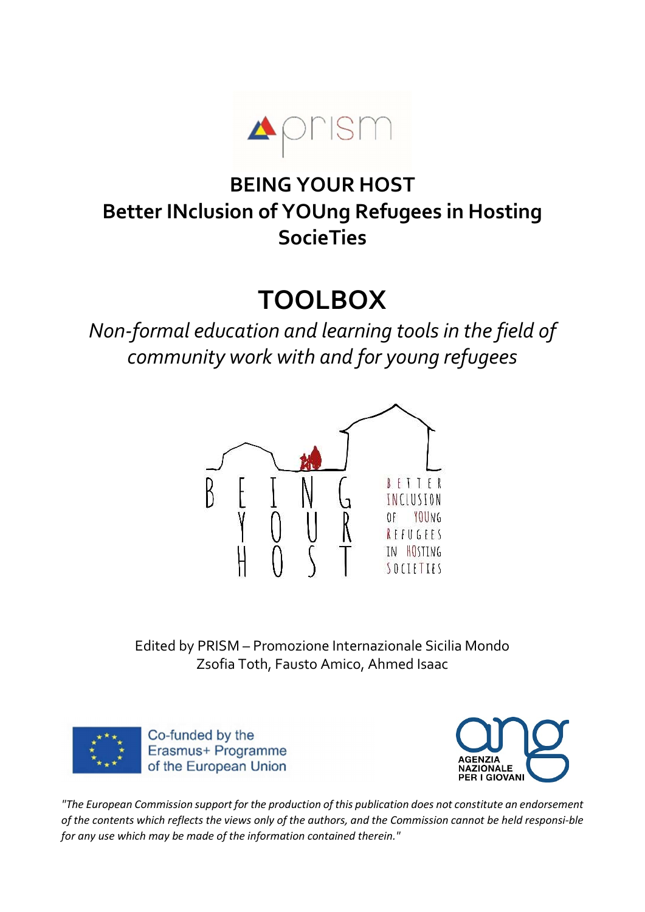# BEING YOUR HOST

## Better INclusion of YOUng Refugees in Hosting SocieTies

# TOOLBOX

*Non-formal education and learning tools in the field of community work with and for young refugees*

Edited by PRISM – Promozione Internazionale Sicilia Mondo
Zsofia Toth, Fausto Amico, Ahmed Isaac

Co-funded by the Erasmus+ Programme of the European Union

AGENZIA NAZIONALE PER I GIOVANI

*"The European Commission support for the production of this publication does not constitute an endorsement of the contents which reflects the views only of the authors, and the Commission cannot be held responsi-ble for any use which may be made of the information contained therein."*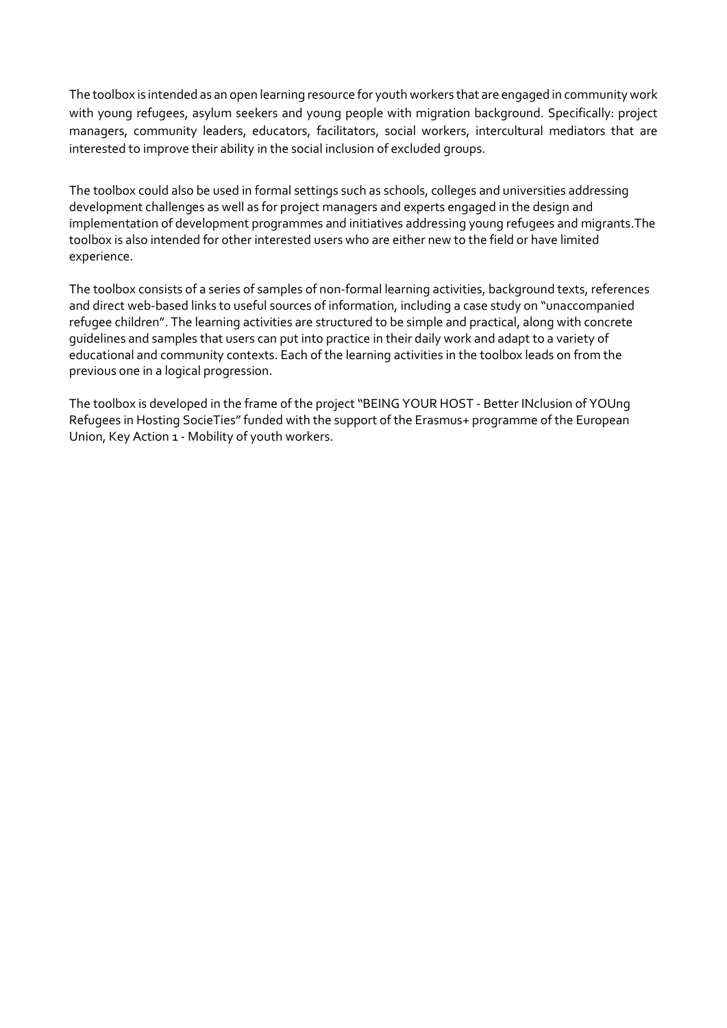The toolbox is intended as an open learning resource for youth workers that are engaged in community work with young refugees, asylum seekers and young people with migration background. Specifically: project managers, community leaders, educators, facilitators, social workers, intercultural mediators that are interested to improve their ability in the social inclusion of excluded groups.

The toolbox could also be used in formal settings such as schools, colleges and universities addressing development challenges as well as for project managers and experts engaged in the design and implementation of development programmes and initiatives addressing young refugees and migrants.The toolbox is also intended for other interested users who are either new to the field or have limited experience.

The toolbox consists of a series of samples of non-formal learning activities, background texts, references and direct web-based links to useful sources of information, including a case study on "unaccompanied refugee children". The learning activities are structured to be simple and practical, along with concrete guidelines and samples that users can put into practice in their daily work and adapt to a variety of educational and community contexts. Each of the learning activities in the toolbox leads on from the previous one in a logical progression.

The toolbox is developed in the frame of the project "BEING YOUR HOST - Better INclusion of YOUng Refugees in Hosting SocieTies" funded with the support of the Erasmus+ programme of the European Union, Key Action 1 - Mobility of youth workers.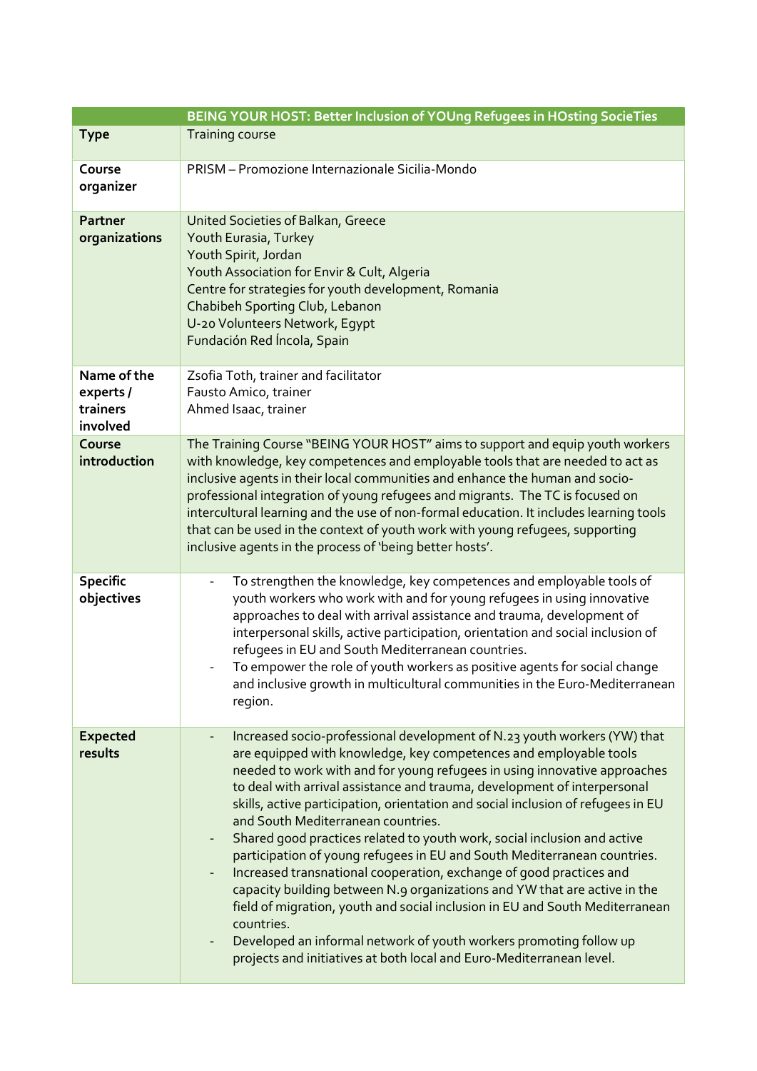| | BEING YOUR HOST: Better Inclusion of YOUng Refugees in HOsting SocieTies |
|---|---|
| **Type** | Training course |
| **Course organizer** | PRISM – Promozione Internazionale Sicilia-Mondo |
| **Partner organizations** | United Societies of Balkan, Greece<br>Youth Eurasia, Turkey<br>Youth Spirit, Jordan<br>Youth Association for Envir & Cult, Algeria<br>Centre for strategies for youth development, Romania<br>Chabibeh Sporting Club, Lebanon<br>U-20 Volunteers Network, Egypt<br>Fundación Red Íncola, Spain |
| **Name of the experts / trainers involved** | Zsofia Toth, trainer and facilitator<br>Fausto Amico, trainer<br>Ahmed Isaac, trainer |
| **Course introduction** | The Training Course "BEING YOUR HOST" aims to support and equip youth workers with knowledge, key competences and employable tools that are needed to act as inclusive agents in their local communities and enhance the human and socio-professional integration of young refugees and migrants. The TC is focused on intercultural learning and the use of non-formal education. It includes learning tools that can be used in the context of youth work with young refugees, supporting inclusive agents in the process of 'being better hosts'. |
| **Specific objectives** | - To strengthen the knowledge, key competences and employable tools of youth workers who work with and for young refugees in using innovative approaches to deal with arrival assistance and trauma, development of interpersonal skills, active participation, orientation and social inclusion of refugees in EU and South Mediterranean countries.<br>- To empower the role of youth workers as positive agents for social change and inclusive growth in multicultural communities in the Euro-Mediterranean region. |
| **Expected results** | - Increased socio-professional development of N.23 youth workers (YW) that are equipped with knowledge, key competences and employable tools needed to work with and for young refugees in using innovative approaches to deal with arrival assistance and trauma, development of interpersonal skills, active participation, orientation and social inclusion of refugees in EU and South Mediterranean countries.<br>- Shared good practices related to youth work, social inclusion and active participation of young refugees in EU and South Mediterranean countries.<br>- Increased transnational cooperation, exchange of good practices and capacity building between N.9 organizations and YW that are active in the field of migration, youth and social inclusion in EU and South Mediterranean countries.<br>- Developed an informal network of youth workers promoting follow up projects and initiatives at both local and Euro-Mediterranean level. |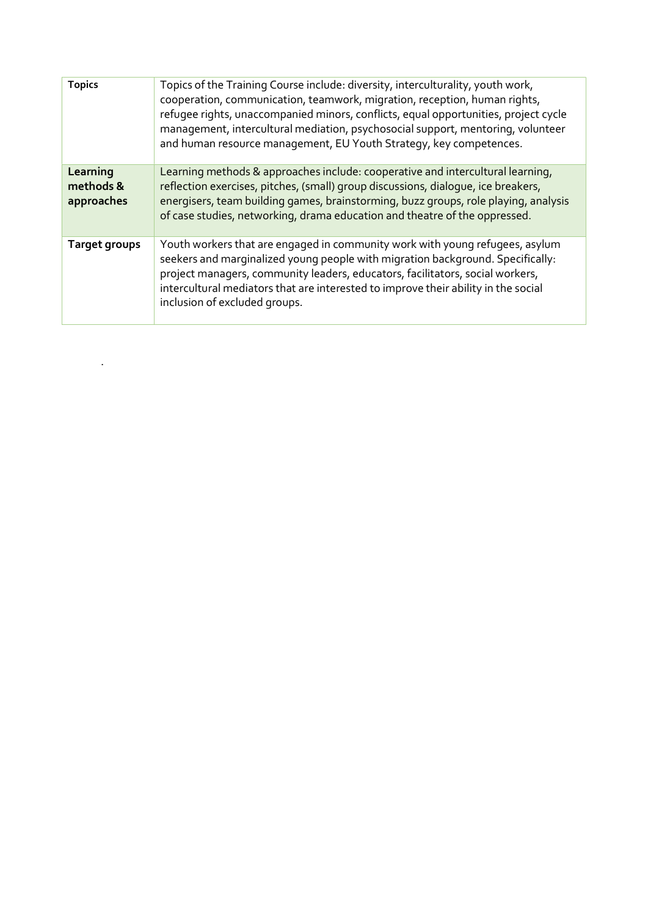| **Topics** | Topics of the Training Course include: diversity, interculturality, youth work, cooperation, communication, teamwork, migration, reception, human rights, refugee rights, unaccompanied minors, conflicts, equal opportunities, project cycle management, intercultural mediation, psychosocial support, mentoring, volunteer and human resource management, EU Youth Strategy, key competences. |
|---|---|
| **Learning methods & approaches** | Learning methods & approaches include: cooperative and intercultural learning, reflection exercises, pitches, (small) group discussions, dialogue, ice breakers, energisers, team building games, brainstorming, buzz groups, role playing, analysis of case studies, networking, drama education and theatre of the oppressed. |
| **Target groups** | Youth workers that are engaged in community work with young refugees, asylum seekers and marginalized young people with migration background. Specifically: project managers, community leaders, educators, facilitators, social workers, intercultural mediators that are interested to improve their ability in the social inclusion of excluded groups. |

.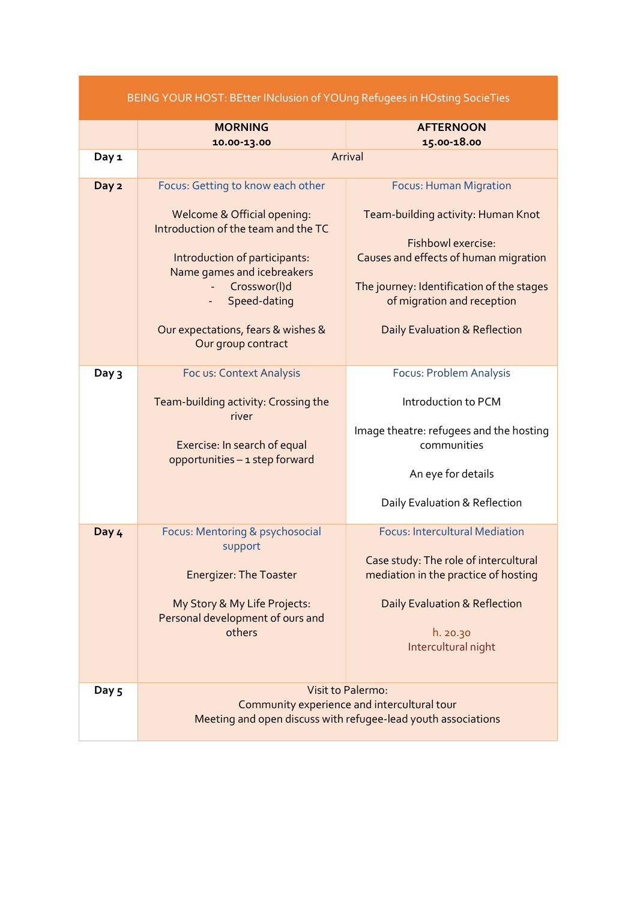| BEING YOUR HOST: BEtter INclusion of YOUng Refugees in HOsting SocieTies | | |
|---|---|---|
| | **MORNING**<br>**10.00-13.00** | **AFTERNOON**<br>**15.00-18.00** |
| **Day 1** | Arrival | |
| **Day 2** | Focus: Getting to know each other<br><br>Welcome & Official opening: Introduction of the team and the TC<br><br>Introduction of participants: Name games and icebreakers<br>- Crosswor(l)d<br>- Speed-dating<br><br>Our expectations, fears & wishes & Our group contract | Focus: Human Migration<br><br>Team-building activity: Human Knot<br><br>Fishbowl exercise: Causes and effects of human migration<br><br>The journey: Identification of the stages of migration and reception<br><br>Daily Evaluation & Reflection |
| **Day 3** | Foc us: Context Analysis<br><br>Team-building activity: Crossing the river<br><br>Exercise: In search of equal opportunities – 1 step forward | Focus: Problem Analysis<br><br>Introduction to PCM<br><br>Image theatre: refugees and the hosting communities<br><br>An eye for details<br><br>Daily Evaluation & Reflection |
| **Day 4** | Focus: Mentoring & psychosocial support<br><br>Energizer: The Toaster<br><br>My Story & My Life Projects: Personal development of ours and others | Focus: Intercultural Mediation<br><br>Case study: The role of intercultural mediation in the practice of hosting<br><br>Daily Evaluation & Reflection<br><br>h. 20.30<br>Intercultural night |
| **Day 5** | Visit to Palermo:<br>Community experience and intercultural tour<br>Meeting and open discuss with refugee-lead youth associations | |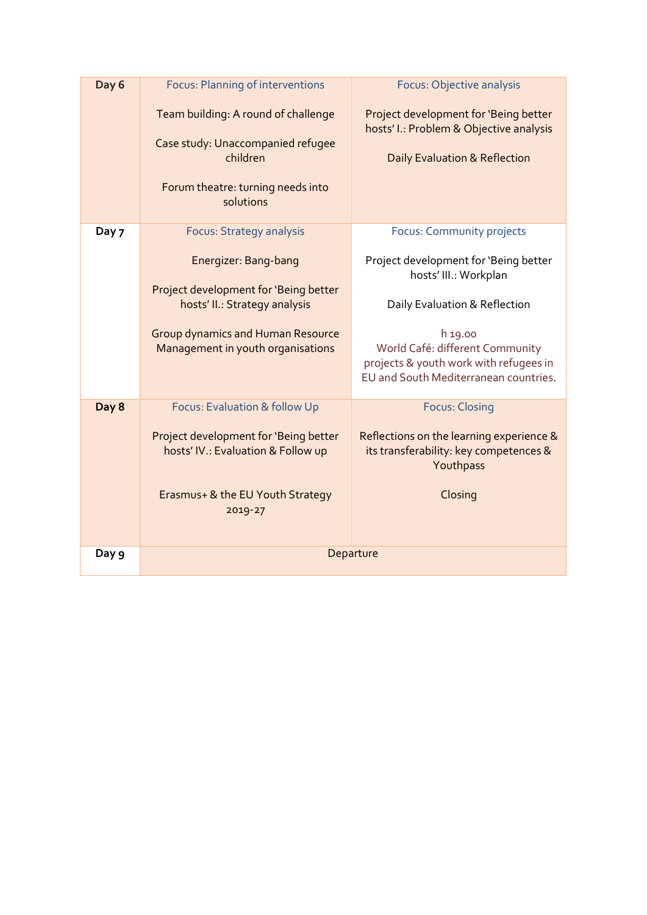| Day 6 | Focus: Planning of interventions<br><br>Team building: A round of challenge<br><br>Case study: Unaccompanied refugee children<br><br>Forum theatre: turning needs into solutions | Focus: Objective analysis<br><br>Project development for 'Being better hosts' I.: Problem & Objective analysis<br><br>Daily Evaluation & Reflection |
|---|---|---|
| **Day 7** | Focus: Strategy analysis<br><br>Energizer: Bang-bang<br><br>Project development for 'Being better hosts' II.: Strategy analysis<br><br>Group dynamics and Human Resource Management in youth organisations | Focus: Community projects<br><br>Project development for 'Being better hosts' III.: Workplan<br><br>Daily Evaluation & Reflection<br><br>h 19.00<br>World Café: different Community projects & youth work with refugees in EU and South Mediterranean countries. |
| **Day 8** | Focus: Evaluation & follow Up<br><br>Project development for 'Being better hosts' IV.: Evaluation & Follow up<br><br>Erasmus+ & the EU Youth Strategy 2019-27 | Focus: Closing<br><br>Reflections on the learning experience & its transferability: key competences & Youthpass<br><br>Closing |
| **Day 9** | Departure | |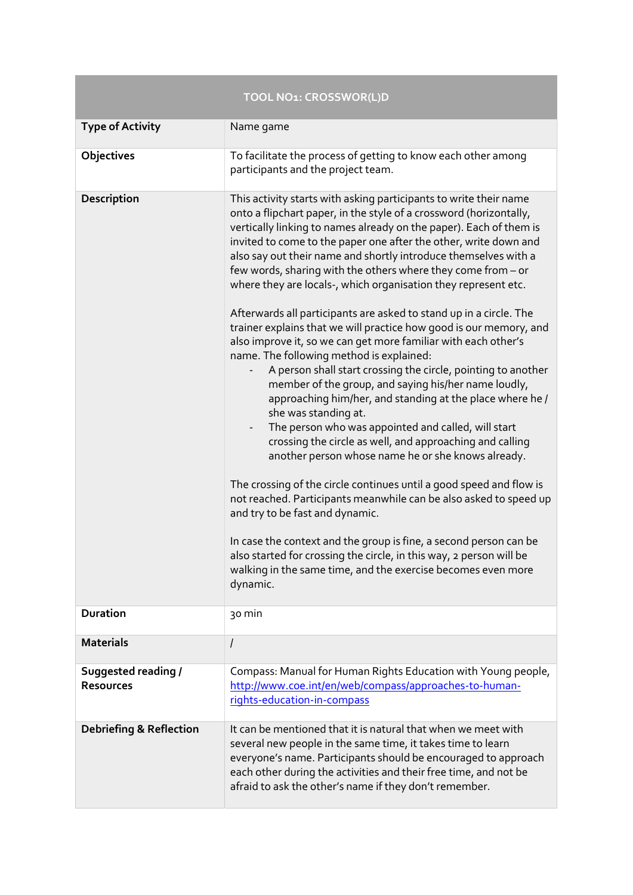| TOOL NO1: CROSSWOR(L)D | |
|---|---|
| **Type of Activity** | Name game |
| **Objectives** | To facilitate the process of getting to know each other among participants and the project team. |
| **Description** | This activity starts with asking participants to write their name onto a flipchart paper, in the style of a crossword (horizontally, vertically linking to names already on the paper). Each of them is invited to come to the paper one after the other, write down and also say out their name and shortly introduce themselves with a few words, sharing with the others where they come from – or where they are locals-, which organisation they represent etc.<br><br>Afterwards all participants are asked to stand up in a circle. The trainer explains that we will practice how good is our memory, and also improve it, so we can get more familiar with each other's name. The following method is explained:<br>- A person shall start crossing the circle, pointing to another member of the group, and saying his/her name loudly, approaching him/her, and standing at the place where he / she was standing at.<br>- The person who was appointed and called, will start crossing the circle as well, and approaching and calling another person whose name he or she knows already.<br><br>The crossing of the circle continues until a good speed and flow is not reached. Participants meanwhile can be also asked to speed up and try to be fast and dynamic.<br><br>In case the context and the group is fine, a second person can be also started for crossing the circle, in this way, 2 person will be walking in the same time, and the exercise becomes even more dynamic. |
| **Duration** | 30 min |
| **Materials** | / |
| **Suggested reading / Resources** | Compass: Manual for Human Rights Education with Young people, [http://www.coe.int/en/web/compass/approaches-to-human-rights-education-in-compass](http://www.coe.int/en/web/compass/approaches-to-human-rights-education-in-compass) |
| **Debriefing & Reflection** | It can be mentioned that it is natural that when we meet with several new people in the same time, it takes time to learn everyone's name. Participants should be encouraged to approach each other during the activities and their free time, and not be afraid to ask the other's name if they don't remember. |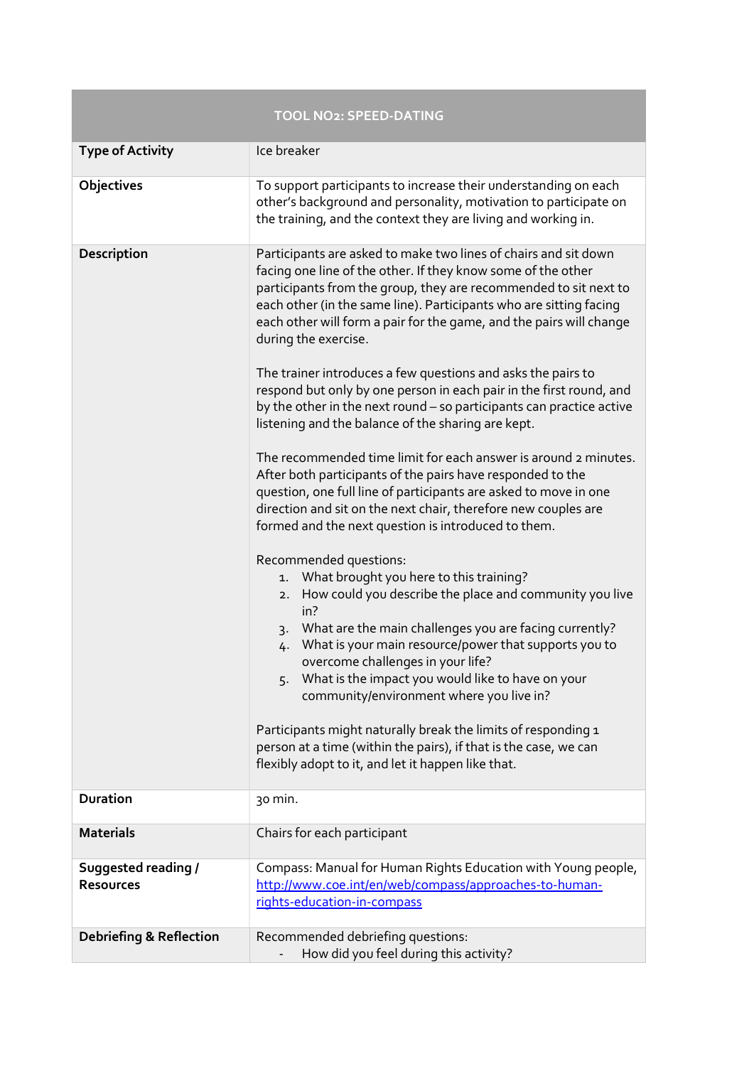| TOOL NO2: SPEED-DATING | |
|---|---|
| **Type of Activity** | Ice breaker |
| **Objectives** | To support participants to increase their understanding on each other's background and personality, motivation to participate on the training, and the context they are living and working in. |
| **Description** | Participants are asked to make two lines of chairs and sit down facing one line of the other. If they know some of the other participants from the group, they are recommended to sit next to each other (in the same line). Participants who are sitting facing each other will form a pair for the game, and the pairs will change during the exercise.<br><br>The trainer introduces a few questions and asks the pairs to respond but only by one person in each pair in the first round, and by the other in the next round – so participants can practice active listening and the balance of the sharing are kept.<br><br>The recommended time limit for each answer is around 2 minutes. After both participants of the pairs have responded to the question, one full line of participants are asked to move in one direction and sit on the next chair, therefore new couples are formed and the next question is introduced to them.<br><br>Recommended questions:<br>1. What brought you here to this training?<br>2. How could you describe the place and community you live in?<br>3. What are the main challenges you are facing currently?<br>4. What is your main resource/power that supports you to overcome challenges in your life?<br>5. What is the impact you would like to have on your community/environment where you live in?<br><br>Participants might naturally break the limits of responding 1 person at a time (within the pairs), if that is the case, we can flexibly adopt to it, and let it happen like that. |
| **Duration** | 30 min. |
| **Materials** | Chairs for each participant |
| **Suggested reading / Resources** | Compass: Manual for Human Rights Education with Young people, [http://www.coe.int/en/web/compass/approaches-to-human-rights-education-in-compass](http://www.coe.int/en/web/compass/approaches-to-human-rights-education-in-compass) |
| **Debriefing & Reflection** | Recommended debriefing questions:<br>- How did you feel during this activity? |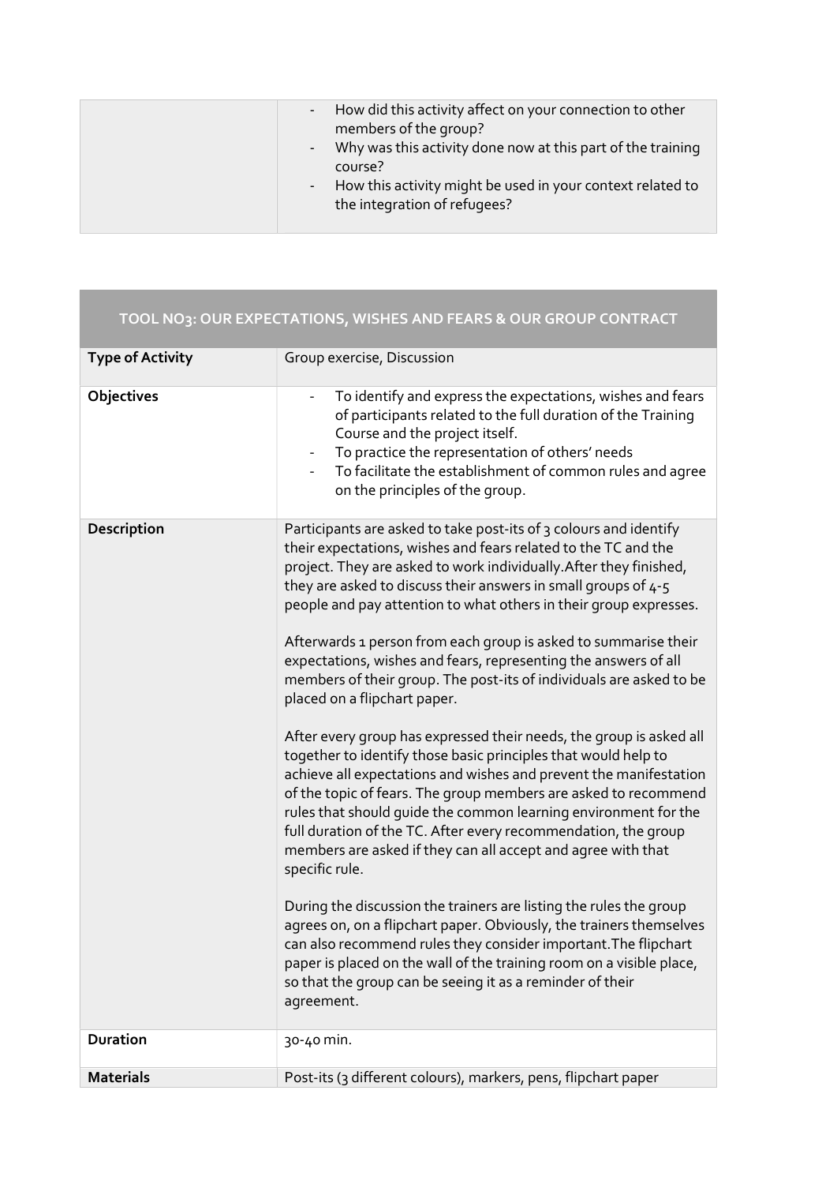| | |
|---|---|
| | - How did this activity affect on your connection to other members of the group?<br>- Why was this activity done now at this part of the training course?<br>- How this activity might be used in your context related to the integration of refugees? |

| TOOL NO3: OUR EXPECTATIONS, WISHES AND FEARS & OUR GROUP CONTRACT | |
|---|---|
| **Type of Activity** | Group exercise, Discussion |
| **Objectives** | - To identify and express the expectations, wishes and fears of participants related to the full duration of the Training Course and the project itself.<br>- To practice the representation of others' needs<br>- To facilitate the establishment of common rules and agree on the principles of the group. |
| **Description** | Participants are asked to take post-its of 3 colours and identify their expectations, wishes and fears related to the TC and the project. They are asked to work individually.After they finished, they are asked to discuss their answers in small groups of 4-5 people and pay attention to what others in their group expresses.<br><br>Afterwards 1 person from each group is asked to summarise their expectations, wishes and fears, representing the answers of all members of their group. The post-its of individuals are asked to be placed on a flipchart paper.<br><br>After every group has expressed their needs, the group is asked all together to identify those basic principles that would help to achieve all expectations and wishes and prevent the manifestation of the topic of fears. The group members are asked to recommend rules that should guide the common learning environment for the full duration of the TC. After every recommendation, the group members are asked if they can all accept and agree with that specific rule.<br><br>During the discussion the trainers are listing the rules the group agrees on, on a flipchart paper. Obviously, the trainers themselves can also recommend rules they consider important.The flipchart paper is placed on the wall of the training room on a visible place, so that the group can be seeing it as a reminder of their agreement. |
| **Duration** | 30-40 min. |
| **Materials** | Post-its (3 different colours), markers, pens, flipchart paper |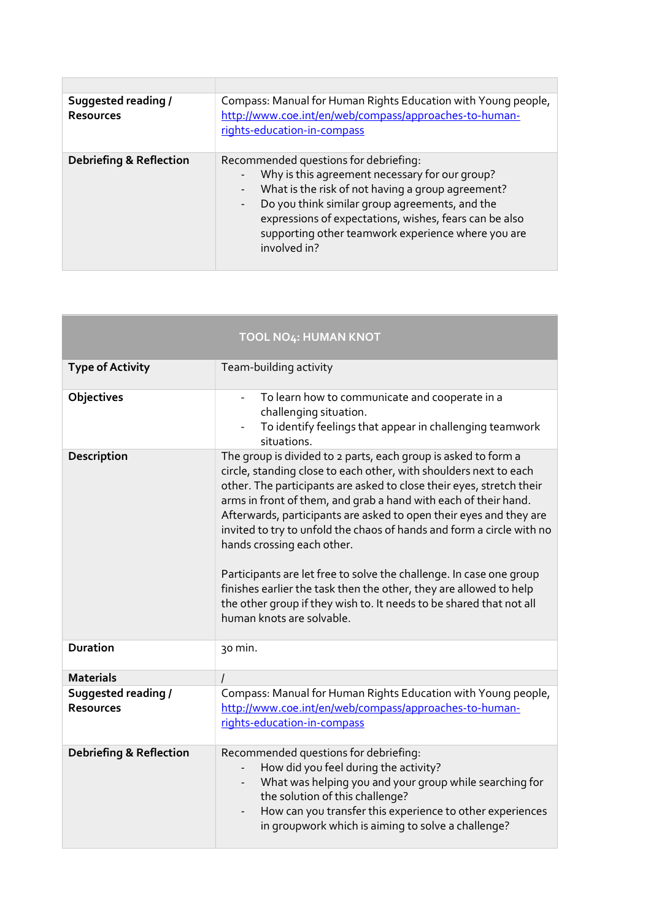| | |
|---|---|
| **Suggested reading / Resources** | Compass: Manual for Human Rights Education with Young people, http://www.coe.int/en/web/compass/approaches-to-human-rights-education-in-compass |
| **Debriefing & Reflection** | Recommended questions for debriefing:<br>- Why is this agreement necessary for our group?<br>- What is the risk of not having a group agreement?<br>- Do you think similar group agreements, and the expressions of expectations, wishes, fears can be also supporting other teamwork experience where you are involved in? |

| TOOL NO4: HUMAN KNOT | |
|---|---|
| **Type of Activity** | Team-building activity |
| **Objectives** | - To learn how to communicate and cooperate in a challenging situation.<br>- To identify feelings that appear in challenging teamwork situations. |
| **Description** | The group is divided to 2 parts, each group is asked to form a circle, standing close to each other, with shoulders next to each other. The participants are asked to close their eyes, stretch their arms in front of them, and grab a hand with each of their hand. Afterwards, participants are asked to open their eyes and they are invited to try to unfold the chaos of hands and form a circle with no hands crossing each other.<br><br>Participants are let free to solve the challenge. In case one group finishes earlier the task then the other, they are allowed to help the other group if they wish to. It needs to be shared that not all human knots are solvable. |
| **Duration** | 30 min. |
| **Materials** | / |
| **Suggested reading / Resources** | Compass: Manual for Human Rights Education with Young people, http://www.coe.int/en/web/compass/approaches-to-human-rights-education-in-compass |
| **Debriefing & Reflection** | Recommended questions for debriefing:<br>- How did you feel during the activity?<br>- What was helping you and your group while searching for the solution of this challenge?<br>- How can you transfer this experience to other experiences in groupwork which is aiming to solve a challenge? |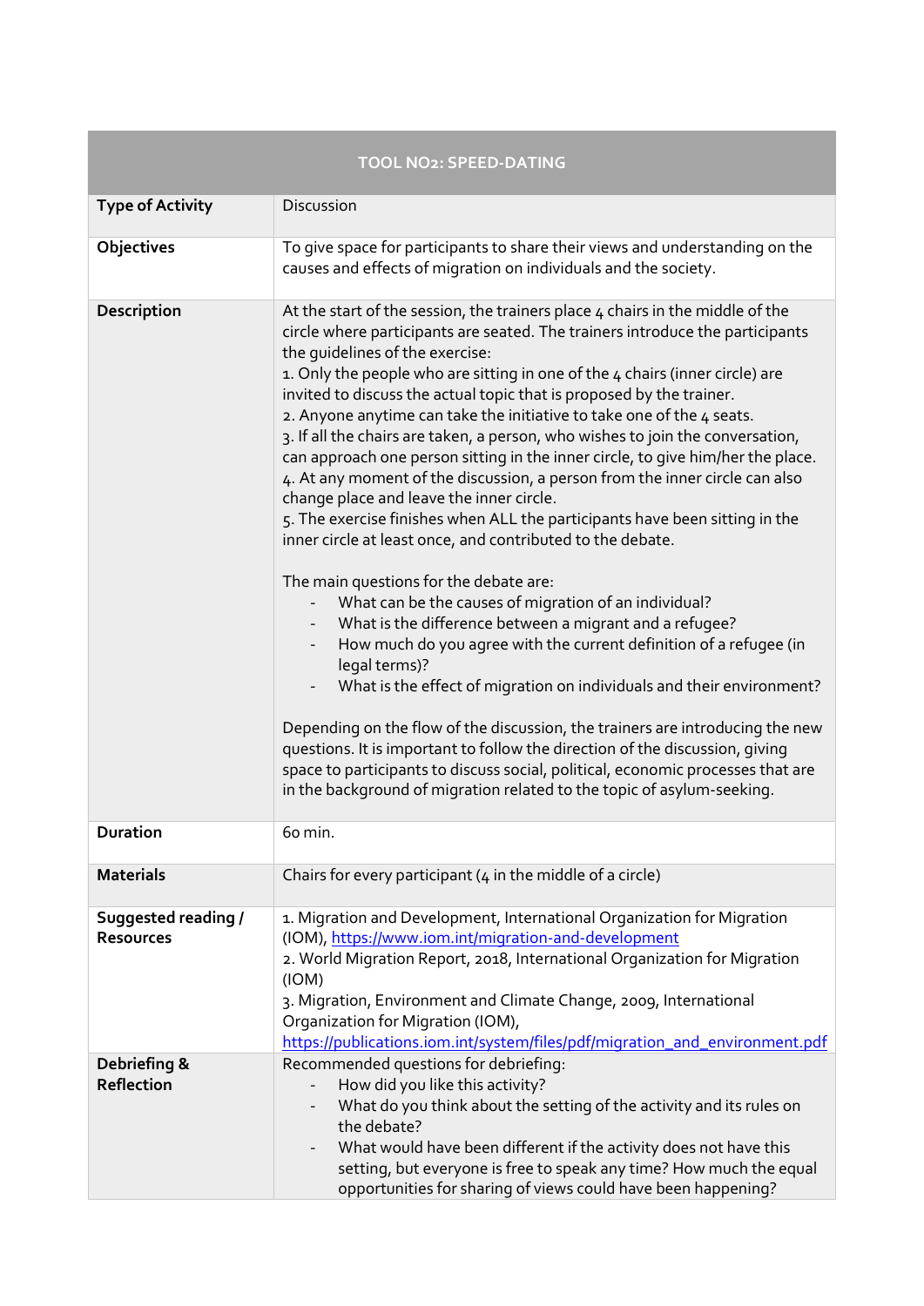| TOOL NO2: SPEED-DATING | |
|---|---|
| **Type of Activity** | Discussion |
| **Objectives** | To give space for participants to share their views and understanding on the causes and effects of migration on individuals and the society. |
| **Description** | At the start of the session, the trainers place 4 chairs in the middle of the circle where participants are seated. The trainers introduce the participants the guidelines of the exercise:<br>1. Only the people who are sitting in one of the 4 chairs (inner circle) are invited to discuss the actual topic that is proposed by the trainer.<br>2. Anyone anytime can take the initiative to take one of the 4 seats.<br>3. If all the chairs are taken, a person, who wishes to join the conversation, can approach one person sitting in the inner circle, to give him/her the place.<br>4. At any moment of the discussion, a person from the inner circle can also change place and leave the inner circle.<br>5. The exercise finishes when ALL the participants have been sitting in the inner circle at least once, and contributed to the debate.<br><br>The main questions for the debate are:<br>- What can be the causes of migration of an individual?<br>- What is the difference between a migrant and a refugee?<br>- How much do you agree with the current definition of a refugee (in legal terms)?<br>- What is the effect of migration on individuals and their environment?<br><br>Depending on the flow of the discussion, the trainers are introducing the new questions. It is important to follow the direction of the discussion, giving space to participants to discuss social, political, economic processes that are in the background of migration related to the topic of asylum-seeking. |
| **Duration** | 60 min. |
| **Materials** | Chairs for every participant (4 in the middle of a circle) |
| **Suggested reading / Resources** | 1. Migration and Development, International Organization for Migration (IOM), https://www.iom.int/migration-and-development<br>2. World Migration Report, 2018, International Organization for Migration (IOM)<br>3. Migration, Environment and Climate Change, 2009, International Organization for Migration (IOM), https://publications.iom.int/system/files/pdf/migration_and_environment.pdf |
| **Debriefing & Reflection** | Recommended questions for debriefing:<br>- How did you like this activity?<br>- What do you think about the setting of the activity and its rules on the debate?<br>- What would have been different if the activity does not have this setting, but everyone is free to speak any time? How much the equal opportunities for sharing of views could have been happening? |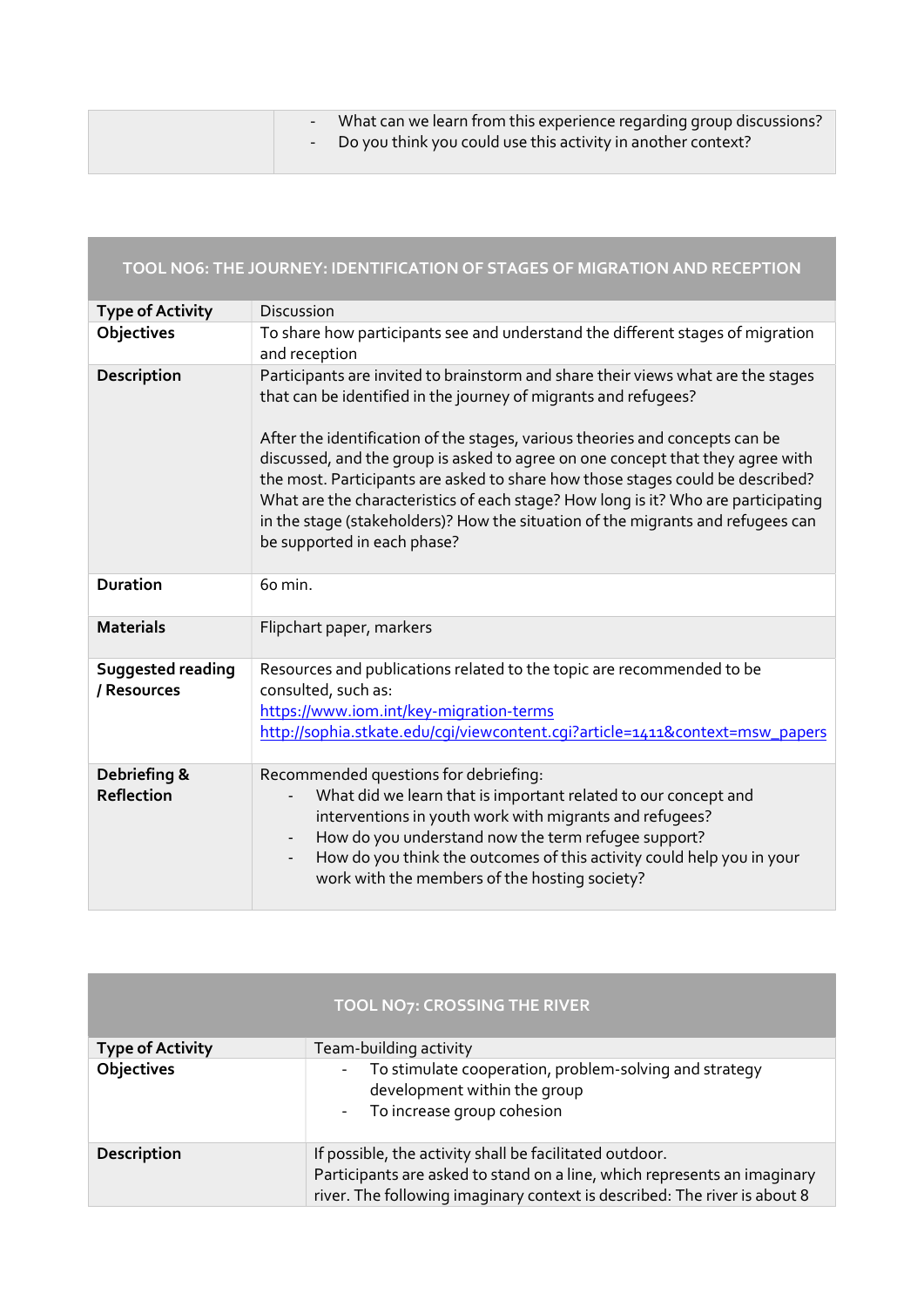| | |
|---|---|
| | - What can we learn from this experience regarding group discussions?<br>- Do you think you could use this activity in another context? |

| TOOL NO6: THE JOURNEY: IDENTIFICATION OF STAGES OF MIGRATION AND RECEPTION | |
|---|---|
| **Type of Activity** | Discussion |
| **Objectives** | To share how participants see and understand the different stages of migration and reception |
| **Description** | Participants are invited to brainstorm and share their views what are the stages that can be identified in the journey of migrants and refugees?<br><br>After the identification of the stages, various theories and concepts can be discussed, and the group is asked to agree on one concept that they agree with the most. Participants are asked to share how those stages could be described? What are the characteristics of each stage? How long is it? Who are participating in the stage (stakeholders)? How the situation of the migrants and refugees can be supported in each phase? |
| **Duration** | 60 min. |
| **Materials** | Flipchart paper, markers |
| **Suggested reading / Resources** | Resources and publications related to the topic are recommended to be consulted, such as:<br>https://www.iom.int/key-migration-terms<br>http://sophia.stkate.edu/cgi/viewcontent.cgi?article=1411&context=msw_papers |
| **Debriefing & Reflection** | Recommended questions for debriefing:<br>- What did we learn that is important related to our concept and interventions in youth work with migrants and refugees?<br>- How do you understand now the term refugee support?<br>- How do you think the outcomes of this activity could help you in your work with the members of the hosting society? |

| TOOL NO7: CROSSING THE RIVER | |
|---|---|
| **Type of Activity** | Team-building activity |
| **Objectives** | - To stimulate cooperation, problem-solving and strategy development within the group<br>- To increase group cohesion |
| **Description** | If possible, the activity shall be facilitated outdoor.<br>Participants are asked to stand on a line, which represents an imaginary river. The following imaginary context is described: The river is about 8 |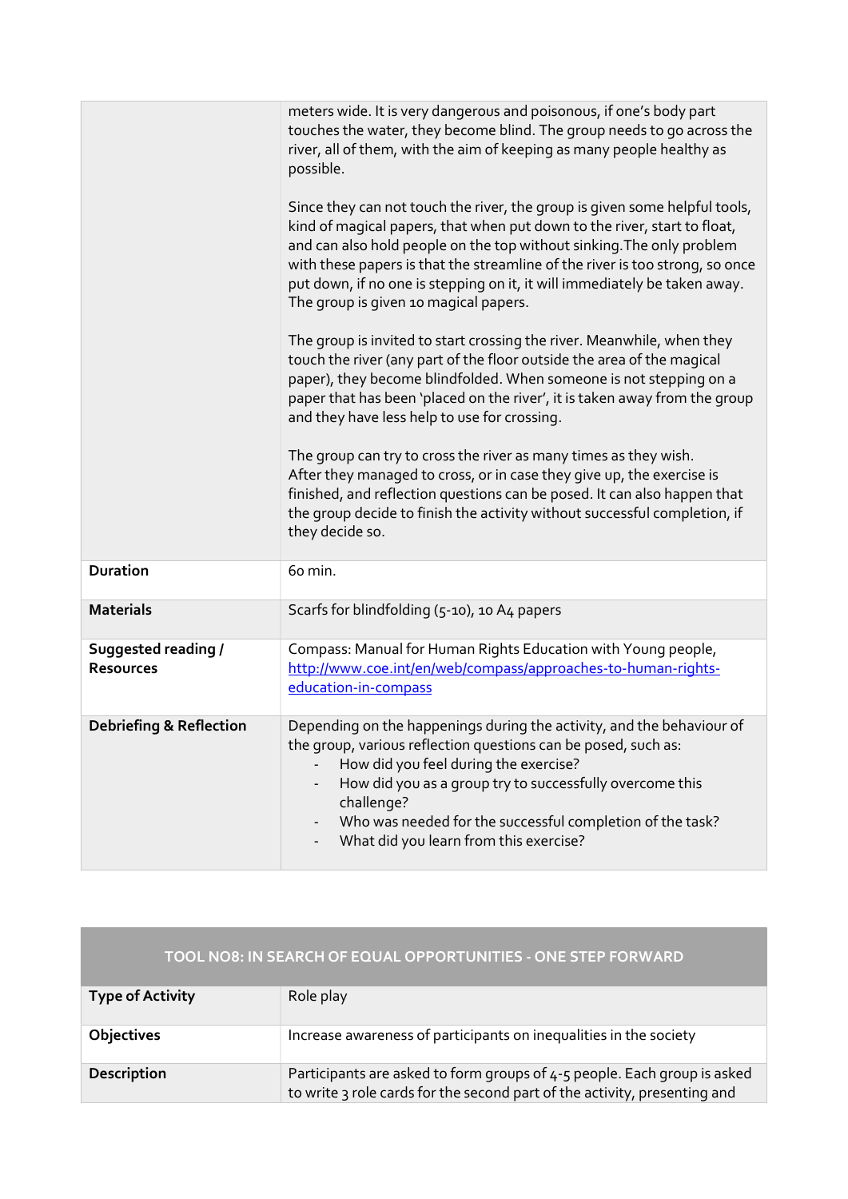| | |
|---|---|
| | meters wide. It is very dangerous and poisonous, if one's body part touches the water, they become blind. The group needs to go across the river, all of them, with the aim of keeping as many people healthy as possible.<br><br>Since they can not touch the river, the group is given some helpful tools, kind of magical papers, that when put down to the river, start to float, and can also hold people on the top without sinking.The only problem with these papers is that the streamline of the river is too strong, so once put down, if no one is stepping on it, it will immediately be taken away. The group is given 10 magical papers.<br><br>The group is invited to start crossing the river. Meanwhile, when they touch the river (any part of the floor outside the area of the magical paper), they become blindfolded. When someone is not stepping on a paper that has been 'placed on the river', it is taken away from the group and they have less help to use for crossing.<br><br>The group can try to cross the river as many times as they wish. After they managed to cross, or in case they give up, the exercise is finished, and reflection questions can be posed. It can also happen that the group decide to finish the activity without successful completion, if they decide so. |
| **Duration** | 60 min. |
| **Materials** | Scarfs for blindfolding (5-10), 10 A4 papers |
| **Suggested reading / Resources** | Compass: Manual for Human Rights Education with Young people, [http://www.coe.int/en/web/compass/approaches-to-human-rights-education-in-compass](http://www.coe.int/en/web/compass/approaches-to-human-rights-education-in-compass) |
| **Debriefing & Reflection** | Depending on the happenings during the activity, and the behaviour of the group, various reflection questions can be posed, such as:<br>- How did you feel during the exercise?<br>- How did you as a group try to successfully overcome this challenge?<br>- Who was needed for the successful completion of the task?<br>- What did you learn from this exercise? |

| TOOL NO8: IN SEARCH OF EQUAL OPPORTUNITIES - ONE STEP FORWARD | |
|---|---|
| **Type of Activity** | Role play |
| **Objectives** | Increase awareness of participants on inequalities in the society |
| **Description** | Participants are asked to form groups of 4-5 people. Each group is asked to write 3 role cards for the second part of the activity, presenting and |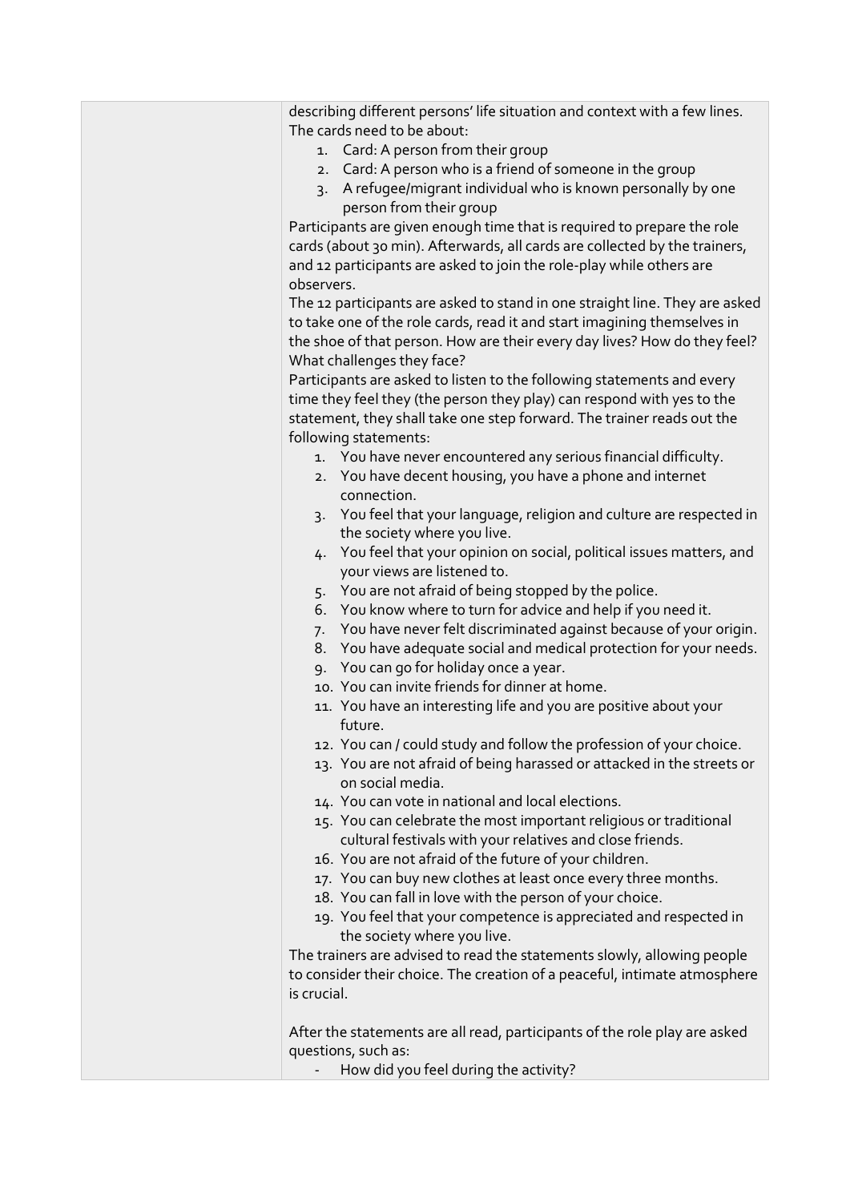| | |
|---|---|
| | describing different persons' life situation and context with a few lines. The cards need to be about:<br>1. Card: A person from their group<br>2. Card: A person who is a friend of someone in the group<br>3. A refugee/migrant individual who is known personally by one person from their group<br>Participants are given enough time that is required to prepare the role cards (about 30 min). Afterwards, all cards are collected by the trainers, and 12 participants are asked to join the role-play while others are observers.<br>The 12 participants are asked to stand in one straight line. They are asked to take one of the role cards, read it and start imagining themselves in the shoe of that person. How are their every day lives? How do they feel? What challenges they face?<br>Participants are asked to listen to the following statements and every time they feel they (the person they play) can respond with yes to the statement, they shall take one step forward. The trainer reads out the following statements:<br>1. You have never encountered any serious financial difficulty.<br>2. You have decent housing, you have a phone and internet connection.<br>3. You feel that your language, religion and culture are respected in the society where you live.<br>4. You feel that your opinion on social, political issues matters, and your views are listened to.<br>5. You are not afraid of being stopped by the police.<br>6. You know where to turn for advice and help if you need it.<br>7. You have never felt discriminated against because of your origin.<br>8. You have adequate social and medical protection for your needs.<br>9. You can go for holiday once a year.<br>10. You can invite friends for dinner at home.<br>11. You have an interesting life and you are positive about your future.<br>12. You can / could study and follow the profession of your choice.<br>13. You are not afraid of being harassed or attacked in the streets or on social media.<br>14. You can vote in national and local elections.<br>15. You can celebrate the most important religious or traditional cultural festivals with your relatives and close friends.<br>16. You are not afraid of the future of your children.<br>17. You can buy new clothes at least once every three months.<br>18. You can fall in love with the person of your choice.<br>19. You feel that your competence is appreciated and respected in the society where you live.<br>The trainers are advised to read the statements slowly, allowing people to consider their choice. The creation of a peaceful, intimate atmosphere is crucial.<br><br>After the statements are all read, participants of the role play are asked questions, such as:<br>- How did you feel during the activity? |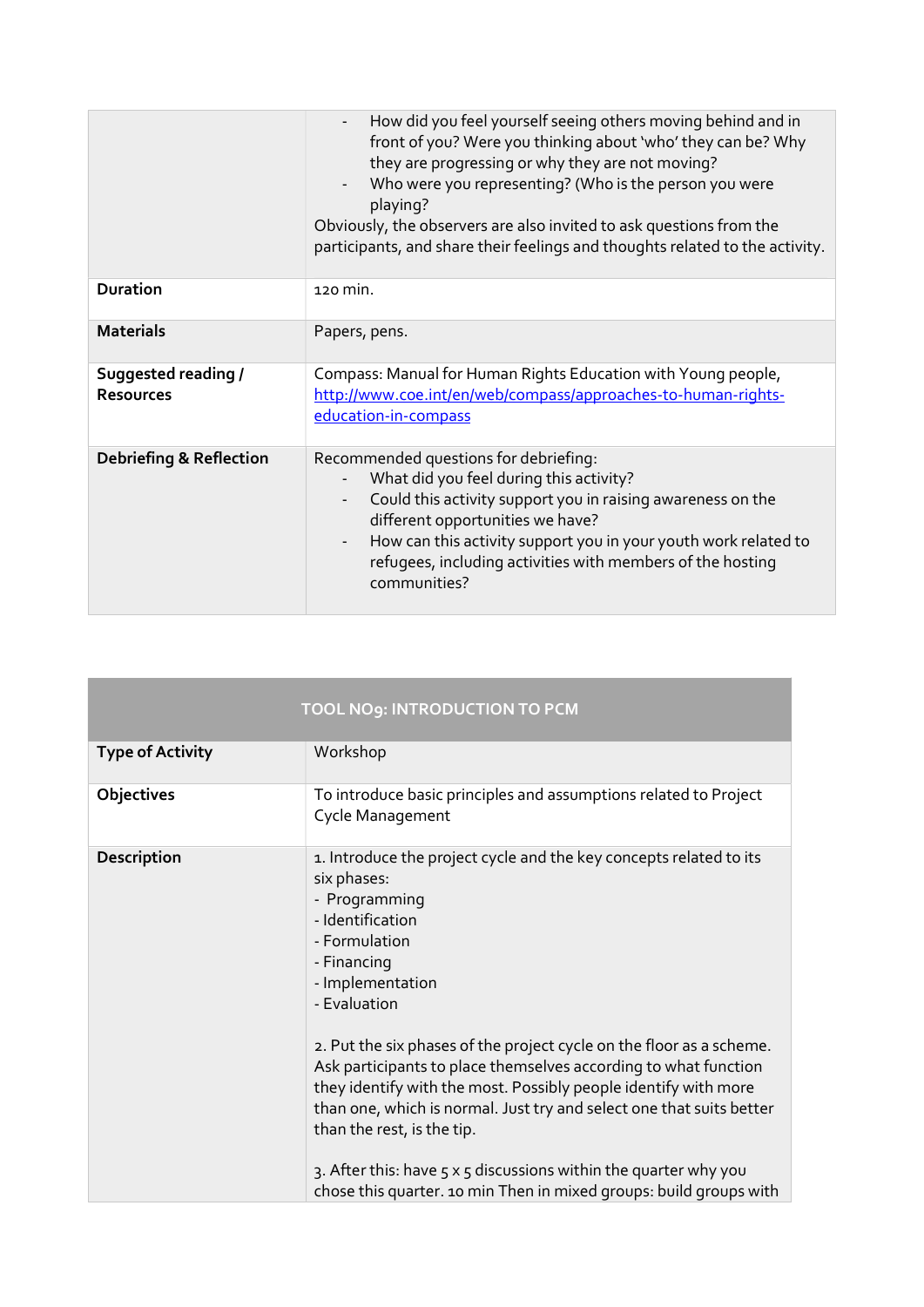| | |
|---|---|
| | - How did you feel yourself seeing others moving behind and in front of you? Were you thinking about 'who' they can be? Why they are progressing or why they are not moving?<br>- Who were you representing? (Who is the person you were playing?<br>Obviously, the observers are also invited to ask questions from the participants, and share their feelings and thoughts related to the activity. |
| **Duration** | 120 min. |
| **Materials** | Papers, pens. |
| **Suggested reading / Resources** | Compass: Manual for Human Rights Education with Young people, [http://www.coe.int/en/web/compass/approaches-to-human-rights-education-in-compass](http://www.coe.int/en/web/compass/approaches-to-human-rights-education-in-compass) |
| **Debriefing & Reflection** | Recommended questions for debriefing:<br>- What did you feel during this activity?<br>- Could this activity support you in raising awareness on the different opportunities we have?<br>- How can this activity support you in your youth work related to refugees, including activities with members of the hosting communities? |

| TOOL NO9: INTRODUCTION TO PCM | |
|---|---|
| **Type of Activity** | Workshop |
| **Objectives** | To introduce basic principles and assumptions related to Project Cycle Management |
| **Description** | 1. Introduce the project cycle and the key concepts related to its six phases:<br>- Programming<br>- Identification<br>- Formulation<br>- Financing<br>- Implementation<br>- Evaluation<br><br>2. Put the six phases of the project cycle on the floor as a scheme. Ask participants to place themselves according to what function they identify with the most. Possibly people identify with more than one, which is normal. Just try and select one that suits better than the rest, is the tip.<br><br>3. After this: have 5 x 5 discussions within the quarter why you chose this quarter. 10 min Then in mixed groups: build groups with |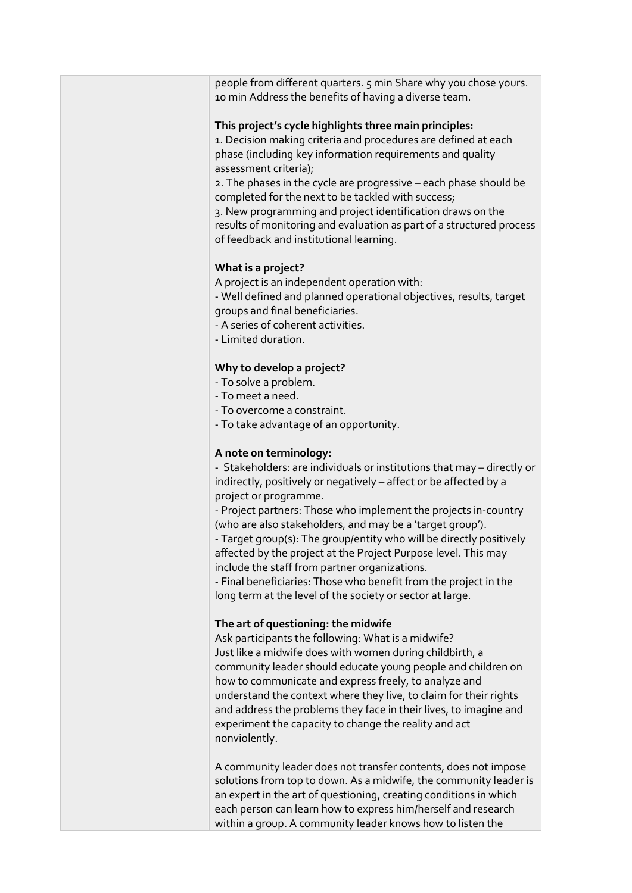people from different quarters. 5 min Share why you chose yours. 10 min Address the benefits of having a diverse team.

**This project's cycle highlights three main principles:**

1. Decision making criteria and procedures are defined at each phase (including key information requirements and quality assessment criteria);
2. The phases in the cycle are progressive – each phase should be completed for the next to be tackled with success;
3. New programming and project identification draws on the results of monitoring and evaluation as part of a structured process of feedback and institutional learning.

**What is a project?**

A project is an independent operation with:

- Well defined and planned operational objectives, results, target groups and final beneficiaries.
- A series of coherent activities.
- Limited duration.

**Why to develop a project?**

- To solve a problem.
- To meet a need.
- To overcome a constraint.
- To take advantage of an opportunity.

**A note on terminology:**

- Stakeholders: are individuals or institutions that may – directly or indirectly, positively or negatively – affect or be affected by a project or programme.
- Project partners: Those who implement the projects in-country (who are also stakeholders, and may be a 'target group').
- Target group(s): The group/entity who will be directly positively affected by the project at the Project Purpose level. This may include the staff from partner organizations.
- Final beneficiaries: Those who benefit from the project in the long term at the level of the society or sector at large.

**The art of questioning: the midwife**

Ask participants the following: What is a midwife?

Just like a midwife does with women during childbirth, a community leader should educate young people and children on how to communicate and express freely, to analyze and understand the context where they live, to claim for their rights and address the problems they face in their lives, to imagine and experiment the capacity to change the reality and act nonviolently.

A community leader does not transfer contents, does not impose solutions from top to down. As a midwife, the community leader is an expert in the art of questioning, creating conditions in which each person can learn how to express him/herself and research within a group. A community leader knows how to listen the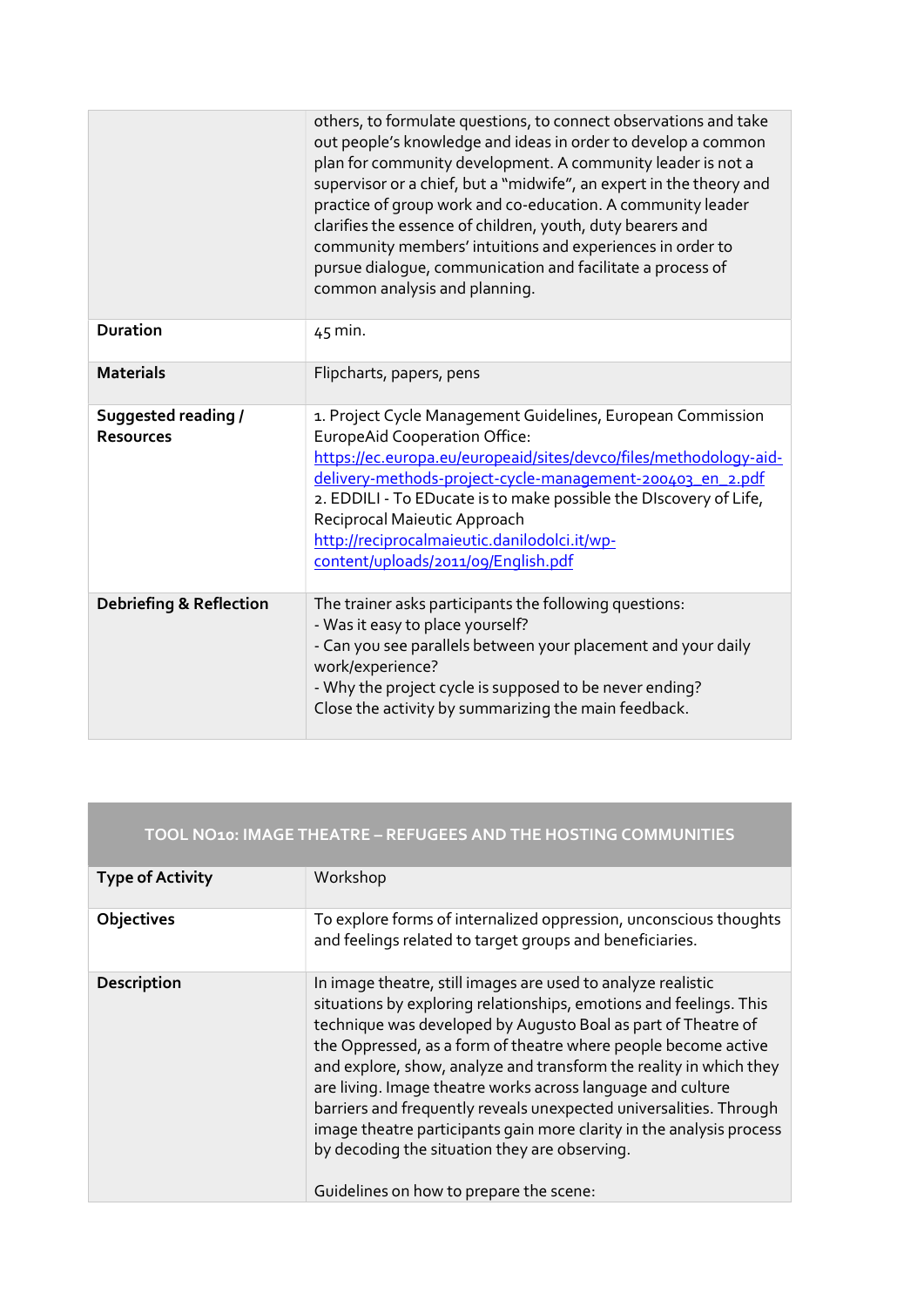| | |
|---|---|
| | others, to formulate questions, to connect observations and take out people's knowledge and ideas in order to develop a common plan for community development. A community leader is not a supervisor or a chief, but a "midwife", an expert in the theory and practice of group work and co-education. A community leader clarifies the essence of children, youth, duty bearers and community members' intuitions and experiences in order to pursue dialogue, communication and facilitate a process of common analysis and planning. |
| **Duration** | 45 min. |
| **Materials** | Flipcharts, papers, pens |
| **Suggested reading / Resources** | 1. Project Cycle Management Guidelines, European Commission EuropeAid Cooperation Office: https://ec.europa.eu/europeaid/sites/devco/files/methodology-aid-delivery-methods-project-cycle-management-200403_en_2.pdf<br>2. EDDILI - To EDucate is to make possible the DIscovery of Life, Reciprocal Maieutic Approach http://reciprocalmaieutic.danilodolci.it/wp-content/uploads/2011/09/English.pdf |
| **Debriefing & Reflection** | The trainer asks participants the following questions:<br>- Was it easy to place yourself?<br>- Can you see parallels between your placement and your daily work/experience?<br>- Why the project cycle is supposed to be never ending?<br>Close the activity by summarizing the main feedback. |

| TOOL NO10: IMAGE THEATRE – REFUGEES AND THE HOSTING COMMUNITIES | |
|---|---|
| **Type of Activity** | Workshop |
| **Objectives** | To explore forms of internalized oppression, unconscious thoughts and feelings related to target groups and beneficiaries. |
| **Description** | In image theatre, still images are used to analyze realistic situations by exploring relationships, emotions and feelings. This technique was developed by Augusto Boal as part of Theatre of the Oppressed, as a form of theatre where people become active and explore, show, analyze and transform the reality in which they are living. Image theatre works across language and culture barriers and frequently reveals unexpected universalities. Through image theatre participants gain more clarity in the analysis process by decoding the situation they are observing.<br><br>Guidelines on how to prepare the scene: |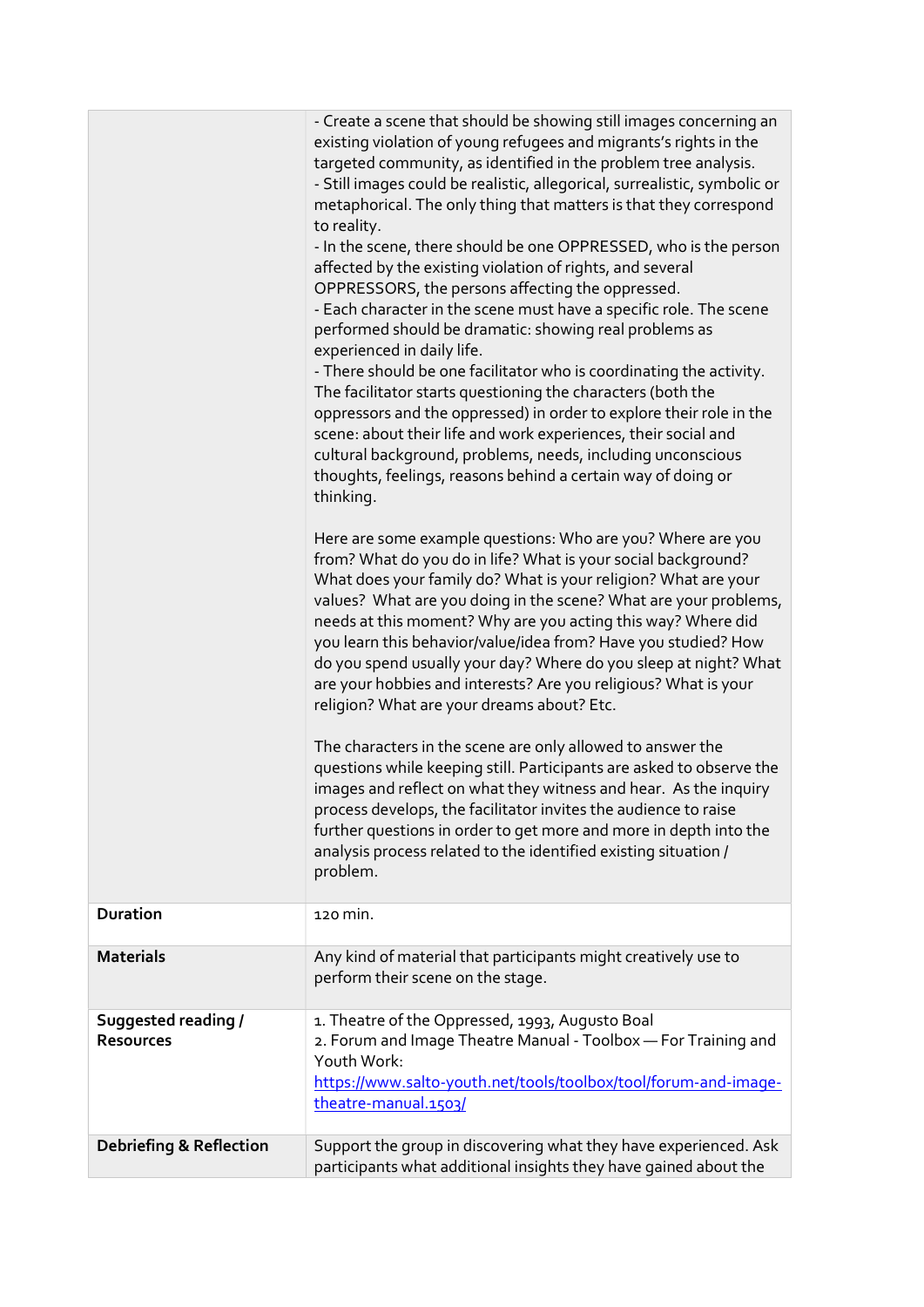| | |
|---|---|
| | - Create a scene that should be showing still images concerning an existing violation of young refugees and migrants's rights in the targeted community, as identified in the problem tree analysis.<br>- Still images could be realistic, allegorical, surrealistic, symbolic or metaphorical. The only thing that matters is that they correspond to reality.<br>- In the scene, there should be one OPPRESSED, who is the person affected by the existing violation of rights, and several OPPRESSORS, the persons affecting the oppressed.<br>- Each character in the scene must have a specific role. The scene performed should be dramatic: showing real problems as experienced in daily life.<br>- There should be one facilitator who is coordinating the activity. The facilitator starts questioning the characters (both the oppressors and the oppressed) in order to explore their role in the scene: about their life and work experiences, their social and cultural background, problems, needs, including unconscious thoughts, feelings, reasons behind a certain way of doing or thinking.<br><br>Here are some example questions: Who are you? Where are you from? What do you do in life? What is your social background? What does your family do? What is your religion? What are your values? What are you doing in the scene? What are your problems, needs at this moment? Why are you acting this way? Where did you learn this behavior/value/idea from? Have you studied? How do you spend usually your day? Where do you sleep at night? What are your hobbies and interests? Are you religious? What is your religion? What are your dreams about? Etc.<br><br>The characters in the scene are only allowed to answer the questions while keeping still. Participants are asked to observe the images and reflect on what they witness and hear. As the inquiry process develops, the facilitator invites the audience to raise further questions in order to get more and more in depth into the analysis process related to the identified existing situation / problem. |
| **Duration** | 120 min. |
| **Materials** | Any kind of material that participants might creatively use to perform their scene on the stage. |
| **Suggested reading / Resources** | 1. Theatre of the Oppressed, 1993, Augusto Boal<br>2. Forum and Image Theatre Manual - Toolbox — For Training and Youth Work: [https://www.salto-youth.net/tools/toolbox/tool/forum-and-image-theatre-manual.1503/](https://www.salto-youth.net/tools/toolbox/tool/forum-and-image-theatre-manual.1503/) |
| **Debriefing & Reflection** | Support the group in discovering what they have experienced. Ask participants what additional insights they have gained about the |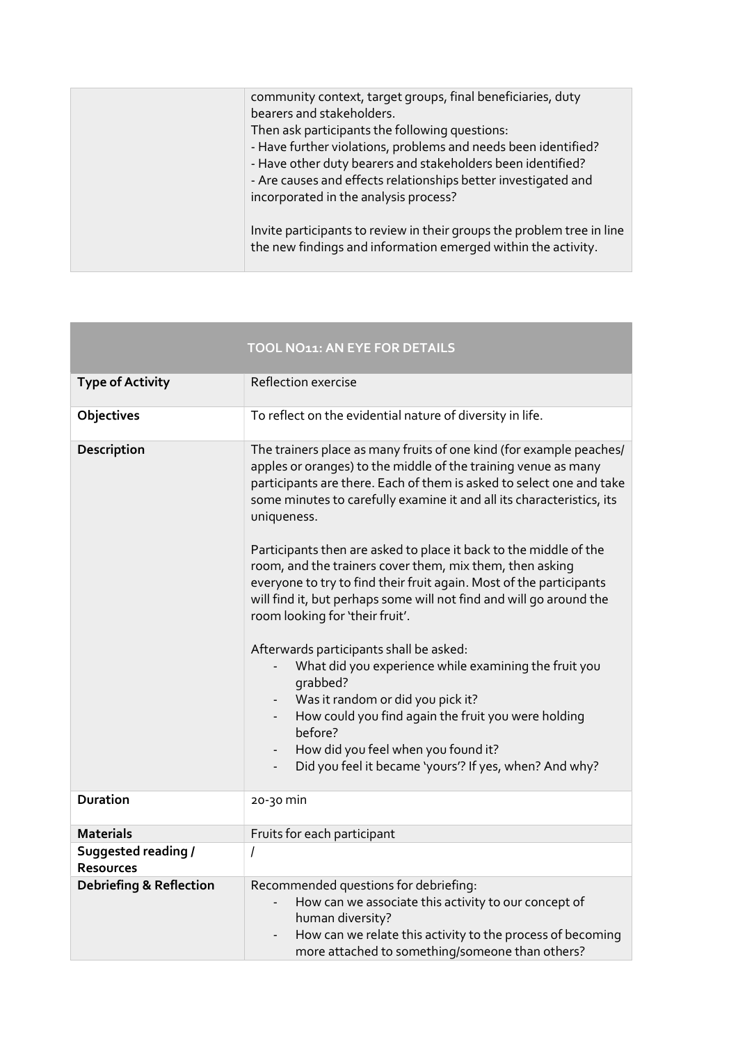| | |
|---|---|
| | community context, target groups, final beneficiaries, duty bearers and stakeholders.<br>Then ask participants the following questions:<br>- Have further violations, problems and needs been identified?<br>- Have other duty bearers and stakeholders been identified?<br>- Are causes and effects relationships better investigated and incorporated in the analysis process?<br><br>Invite participants to review in their groups the problem tree in line the new findings and information emerged within the activity. |

| TOOL NO11: AN EYE FOR DETAILS | |
|---|---|
| **Type of Activity** | Reflection exercise |
| **Objectives** | To reflect on the evidential nature of diversity in life. |
| **Description** | The trainers place as many fruits of one kind (for example peaches/ apples or oranges) to the middle of the training venue as many participants are there. Each of them is asked to select one and take some minutes to carefully examine it and all its characteristics, its uniqueness.<br><br>Participants then are asked to place it back to the middle of the room, and the trainers cover them, mix them, then asking everyone to try to find their fruit again. Most of the participants will find it, but perhaps some will not find and will go around the room looking for 'their fruit'.<br><br>Afterwards participants shall be asked:<br>- What did you experience while examining the fruit you grabbed?<br>- Was it random or did you pick it?<br>- How could you find again the fruit you were holding before?<br>- How did you feel when you found it?<br>- Did you feel it became 'yours'? If yes, when? And why? |
| **Duration** | 20-30 min |
| **Materials** | Fruits for each participant |
| **Suggested reading / Resources** | / |
| **Debriefing & Reflection** | Recommended questions for debriefing:<br>- How can we associate this activity to our concept of human diversity?<br>- How can we relate this activity to the process of becoming more attached to something/someone than others? |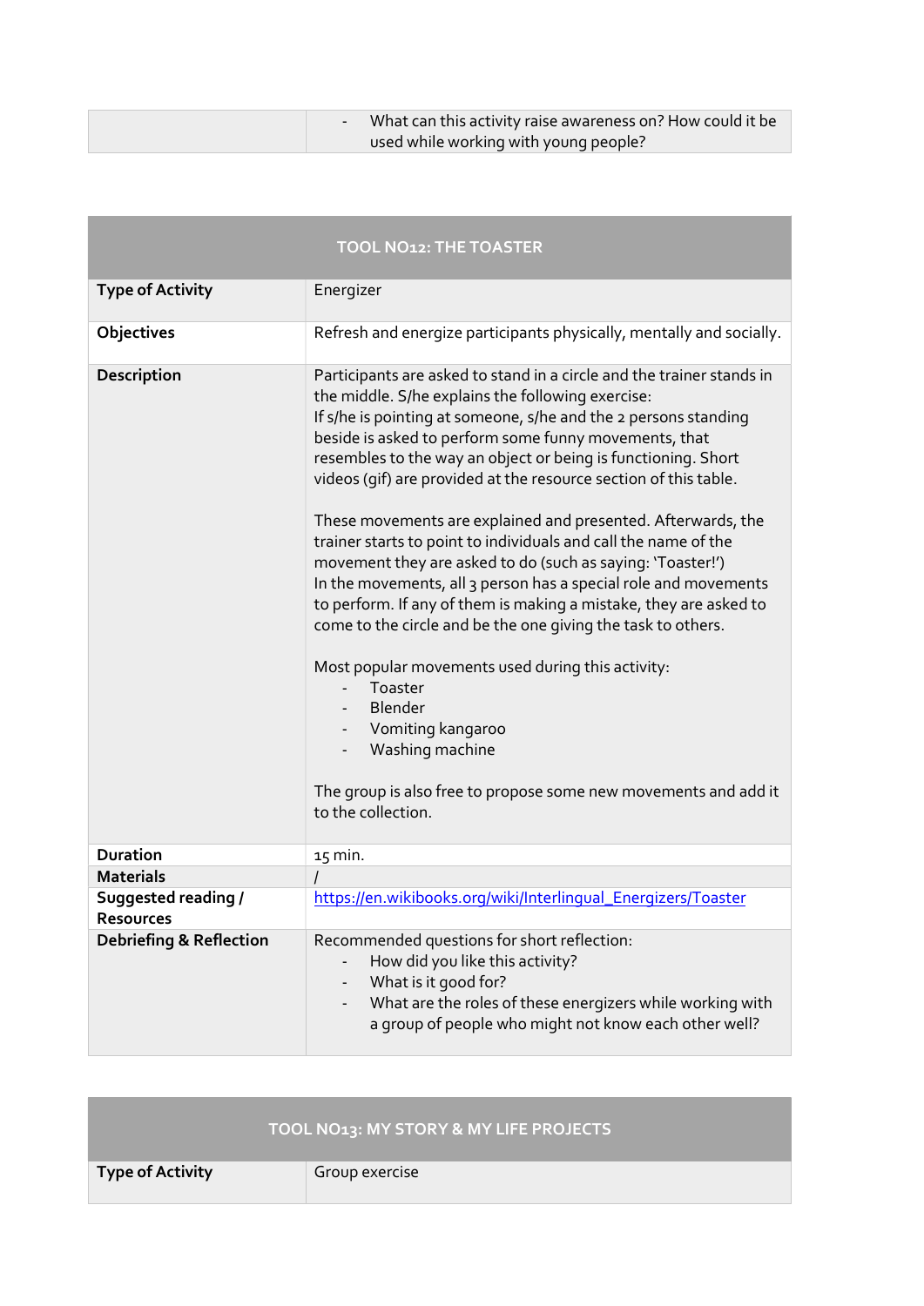| | - What can this activity raise awareness on? How could it be used while working with young people? |
|---|---|

| TOOL NO12: THE TOASTER | |
|---|---|
| **Type of Activity** | Energizer |
| **Objectives** | Refresh and energize participants physically, mentally and socially. |
| **Description** | Participants are asked to stand in a circle and the trainer stands in the middle. S/he explains the following exercise:<br>If s/he is pointing at someone, s/he and the 2 persons standing beside is asked to perform some funny movements, that resembles to the way an object or being is functioning. Short videos (gif) are provided at the resource section of this table.<br><br>These movements are explained and presented. Afterwards, the trainer starts to point to individuals and call the name of the movement they are asked to do (such as saying: 'Toaster!')<br>In the movements, all 3 person has a special role and movements to perform. If any of them is making a mistake, they are asked to come to the circle and be the one giving the task to others.<br><br>Most popular movements used during this activity:<br>- Toaster<br>- Blender<br>- Vomiting kangaroo<br>- Washing machine<br><br>The group is also free to propose some new movements and add it to the collection. |
| **Duration** | 15 min. |
| **Materials** | / |
| **Suggested reading / Resources** | [https://en.wikibooks.org/wiki/Interlingual_Energizers/Toaster](https://en.wikibooks.org/wiki/Interlingual_Energizers/Toaster) |
| **Debriefing & Reflection** | Recommended questions for short reflection:<br>- How did you like this activity?<br>- What is it good for?<br>- What are the roles of these energizers while working with a group of people who might not know each other well? |

| TOOL NO13: MY STORY & MY LIFE PROJECTS | |
|---|---|
| **Type of Activity** | Group exercise |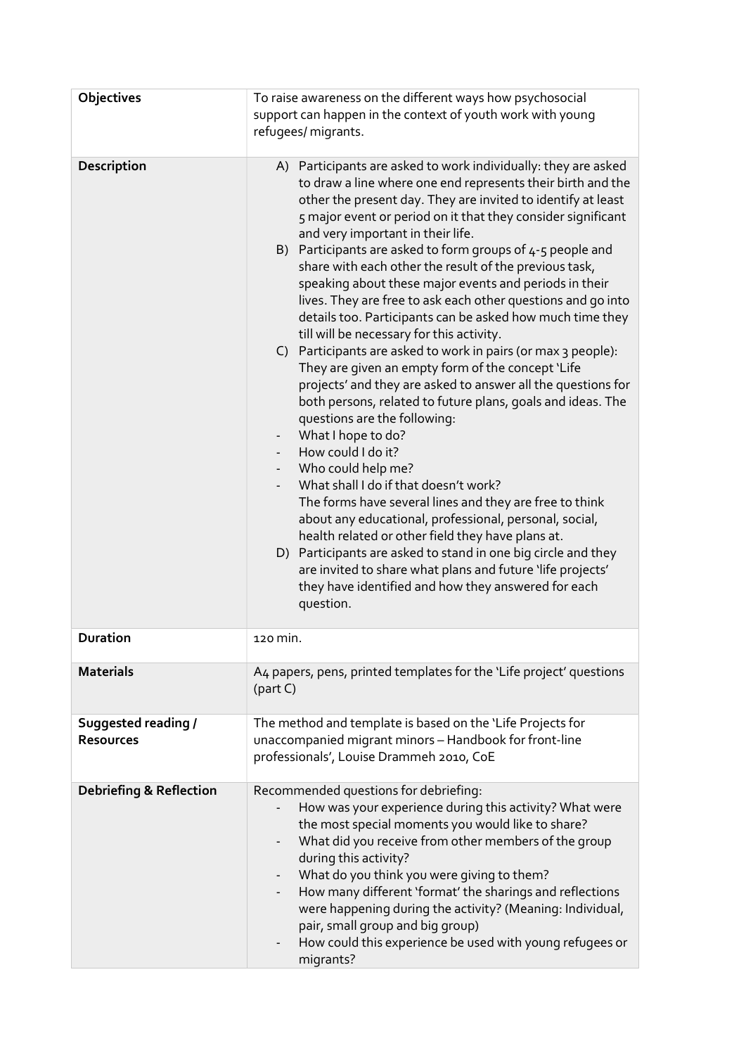| Objectives | To raise awareness on the different ways how psychosocial support can happen in the context of youth work with young refugees/ migrants. |
|---|---|
| Description | A) Participants are asked to work individually: they are asked to draw a line where one end represents their birth and the other the present day. They are invited to identify at least 5 major event or period on it that they consider significant and very important in their life.<br>B) Participants are asked to form groups of 4-5 people and share with each other the result of the previous task, speaking about these major events and periods in their lives. They are free to ask each other questions and go into details too. Participants can be asked how much time they till will be necessary for this activity.<br>C) Participants are asked to work in pairs (or max 3 people): They are given an empty form of the concept 'Life projects' and they are asked to answer all the questions for both persons, related to future plans, goals and ideas. The questions are the following:<br>- What I hope to do?<br>- How could I do it?<br>- Who could help me?<br>- What shall I do if that doesn't work?<br>The forms have several lines and they are free to think about any educational, professional, personal, social, health related or other field they have plans at.<br>D) Participants are asked to stand in one big circle and they are invited to share what plans and future 'life projects' they have identified and how they answered for each question. |
| Duration | 120 min. |
| Materials | A4 papers, pens, printed templates for the 'Life project' questions (part C) |
| Suggested reading / Resources | The method and template is based on the 'Life Projects for unaccompanied migrant minors – Handbook for front-line professionals', Louise Drammeh 2010, CoE |
| Debriefing & Reflection | Recommended questions for debriefing:<br>- How was your experience during this activity? What were the most special moments you would like to share?<br>- What did you receive from other members of the group during this activity?<br>- What do you think you were giving to them?<br>- How many different 'format' the sharings and reflections were happening during the activity? (Meaning: Individual, pair, small group and big group)<br>- How could this experience be used with young refugees or migrants? |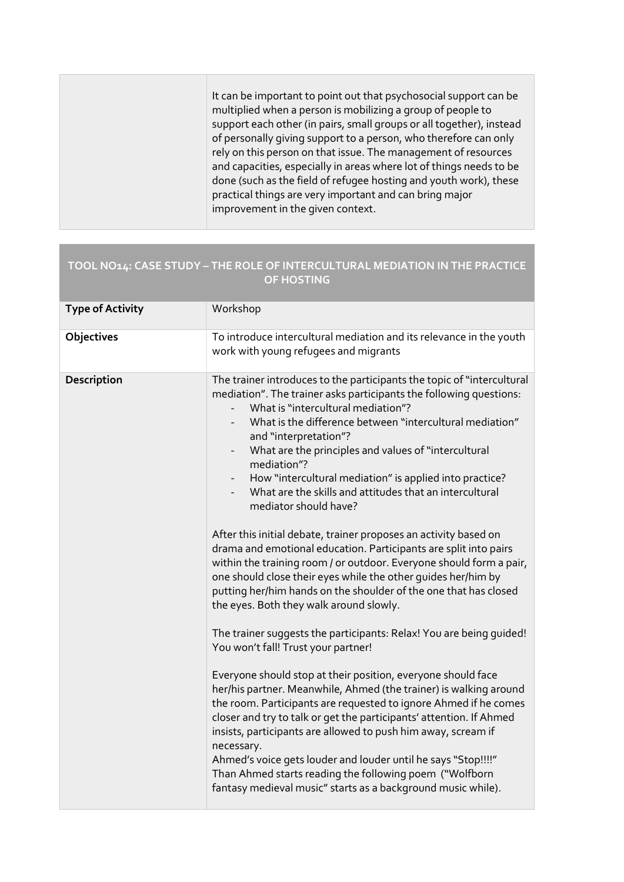| | |
|---|---|
| | It can be important to point out that psychosocial support can be multiplied when a person is mobilizing a group of people to support each other (in pairs, small groups or all together), instead of personally giving support to a person, who therefore can only rely on this person on that issue. The management of resources and capacities, especially in areas where lot of things needs to be done (such as the field of refugee hosting and youth work), these practical things are very important and can bring major improvement in the given context. |

| TOOL NO14: CASE STUDY – THE ROLE OF INTERCULTURAL MEDIATION IN THE PRACTICE OF HOSTING | |
|---|---|
| **Type of Activity** | Workshop |
| **Objectives** | To introduce intercultural mediation and its relevance in the youth work with young refugees and migrants |
| **Description** | The trainer introduces to the participants the topic of "intercultural mediation". The trainer asks participants the following questions:<br>- What is "intercultural mediation"?<br>- What is the difference between "intercultural mediation" and "interpretation"?<br>- What are the principles and values of "intercultural mediation"?<br>- How "intercultural mediation" is applied into practice?<br>- What are the skills and attitudes that an intercultural mediator should have?<br><br>After this initial debate, trainer proposes an activity based on drama and emotional education. Participants are split into pairs within the training room / or outdoor. Everyone should form a pair, one should close their eyes while the other guides her/him by putting her/him hands on the shoulder of the one that has closed the eyes. Both they walk around slowly.<br><br>The trainer suggests the participants: Relax! You are being guided! You won't fall! Trust your partner!<br><br>Everyone should stop at their position, everyone should face her/his partner. Meanwhile, Ahmed (the trainer) is walking around the room. Participants are requested to ignore Ahmed if he comes closer and try to talk or get the participants' attention. If Ahmed insists, participants are allowed to push him away, scream if necessary.<br>Ahmed's voice gets louder and louder until he says "Stop!!!!"<br>Than Ahmed starts reading the following poem ("Wolfborn fantasy medieval music" starts as a background music while). |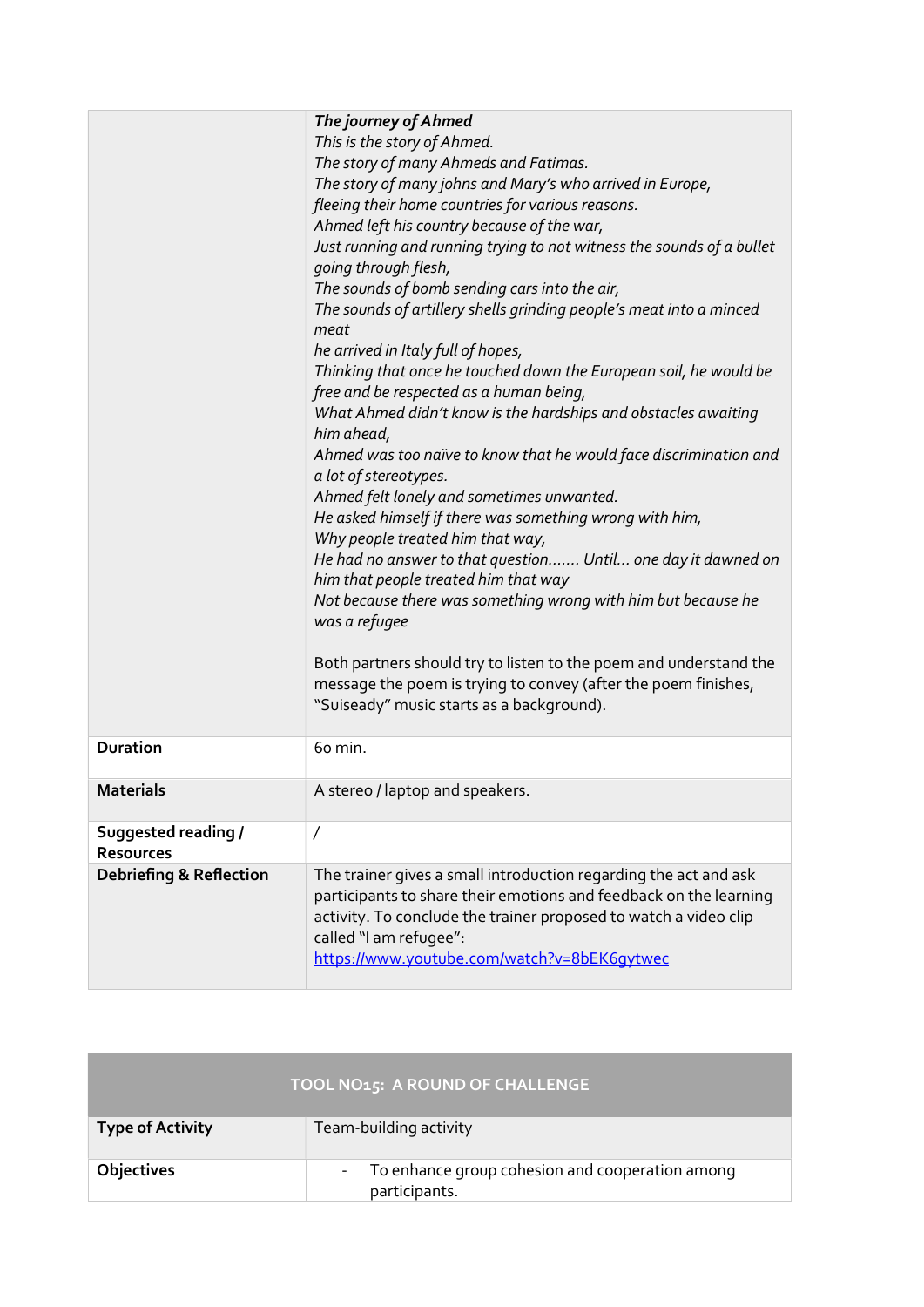| | |
|---|---|
| | ***The journey of Ahmed***<br>*This is the story of Ahmed.*<br>*The story of many Ahmeds and Fatimas.*<br>*The story of many johns and Mary's who arrived in Europe, fleeing their home countries for various reasons.*<br>*Ahmed left his country because of the war,*<br>*Just running and running trying to not witness the sounds of a bullet going through flesh,*<br>*The sounds of bomb sending cars into the air,*<br>*The sounds of artillery shells grinding people's meat into a minced meat*<br>*he arrived in Italy full of hopes,*<br>*Thinking that once he touched down the European soil, he would be free and be respected as a human being,*<br>*What Ahmed didn't know is the hardships and obstacles awaiting him ahead,*<br>*Ahmed was too naïve to know that he would face discrimination and a lot of stereotypes.*<br>*Ahmed felt lonely and sometimes unwanted.*<br>*He asked himself if there was something wrong with him,*<br>*Why people treated him that way,*<br>*He had no answer to that question……. Until… one day it dawned on him that people treated him that way*<br>*Not because there was something wrong with him but because he was a refugee*<br><br>Both partners should try to listen to the poem and understand the message the poem is trying to convey (after the poem finishes, "Suiseady" music starts as a background). |
| **Duration** | 60 min. |
| **Materials** | A stereo / laptop and speakers. |
| **Suggested reading / Resources** | / |
| **Debriefing & Reflection** | The trainer gives a small introduction regarding the act and ask participants to share their emotions and feedback on the learning activity. To conclude the trainer proposed to watch a video clip called "I am refugee": https://www.youtube.com/watch?v=8bEK6gytwec |

| TOOL NO15: A ROUND OF CHALLENGE | |
|---|---|
| **Type of Activity** | Team-building activity |
| **Objectives** | - To enhance group cohesion and cooperation among participants. |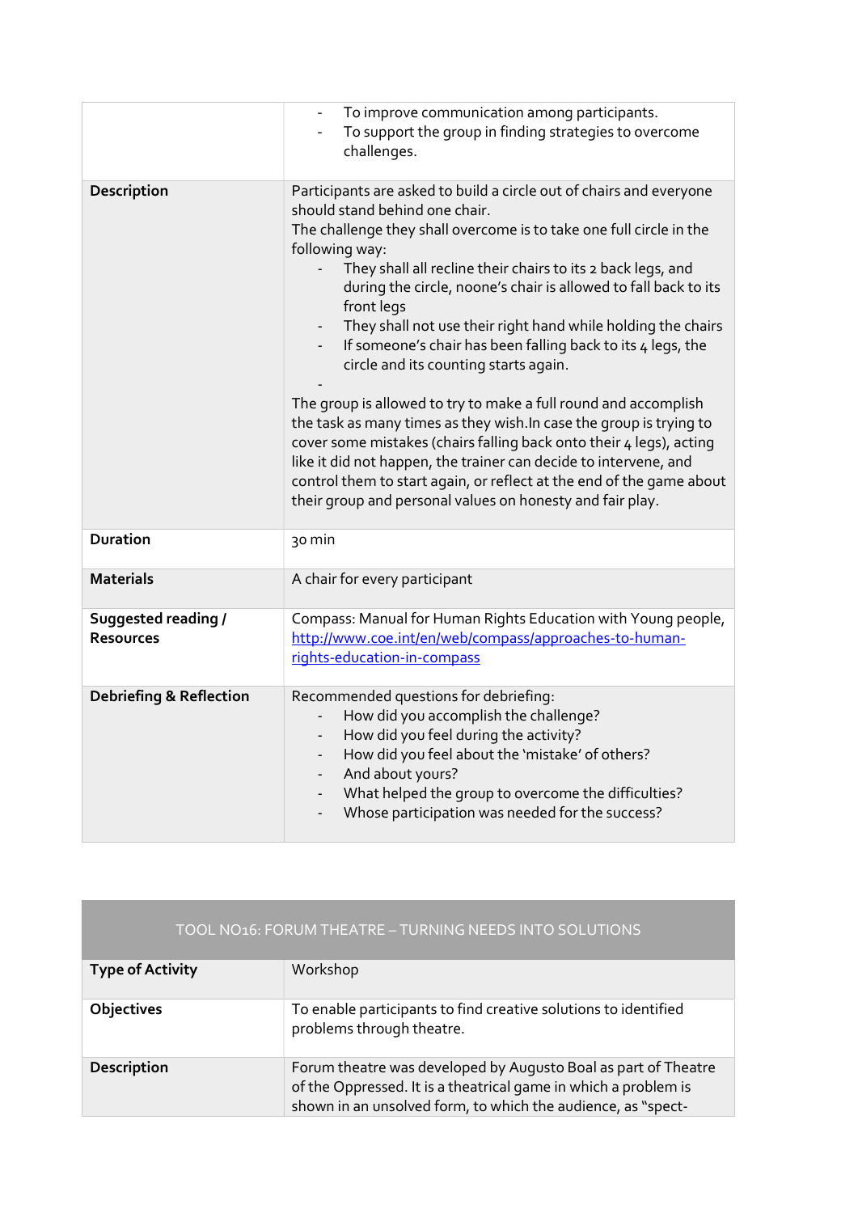| | |
|---|---|
| | - To improve communication among participants.<br>- To support the group in finding strategies to overcome challenges. |
| **Description** | Participants are asked to build a circle out of chairs and everyone should stand behind one chair.<br>The challenge they shall overcome is to take one full circle in the following way:<br>- They shall all recline their chairs to its 2 back legs, and during the circle, noone's chair is allowed to fall back to its front legs<br>- They shall not use their right hand while holding the chairs<br>- If someone's chair has been falling back to its 4 legs, the circle and its counting starts again.<br>-<br>The group is allowed to try to make a full round and accomplish the task as many times as they wish.In case the group is trying to cover some mistakes (chairs falling back onto their 4 legs), acting like it did not happen, the trainer can decide to intervene, and control them to start again, or reflect at the end of the game about their group and personal values on honesty and fair play. |
| **Duration** | 30 min |
| **Materials** | A chair for every participant |
| **Suggested reading / Resources** | Compass: Manual for Human Rights Education with Young people, [http://www.coe.int/en/web/compass/approaches-to-human-rights-education-in-compass](http://www.coe.int/en/web/compass/approaches-to-human-rights-education-in-compass) |
| **Debriefing & Reflection** | Recommended questions for debriefing:<br>- How did you accomplish the challenge?<br>- How did you feel during the activity?<br>- How did you feel about the 'mistake' of others?<br>- And about yours?<br>- What helped the group to overcome the difficulties?<br>- Whose participation was needed for the success? |

| TOOL NO16: FORUM THEATRE – TURNING NEEDS INTO SOLUTIONS | |
|---|---|
| **Type of Activity** | Workshop |
| **Objectives** | To enable participants to find creative solutions to identified problems through theatre. |
| **Description** | Forum theatre was developed by Augusto Boal as part of Theatre of the Oppressed. It is a theatrical game in which a problem is shown in an unsolved form, to which the audience, as "spect- |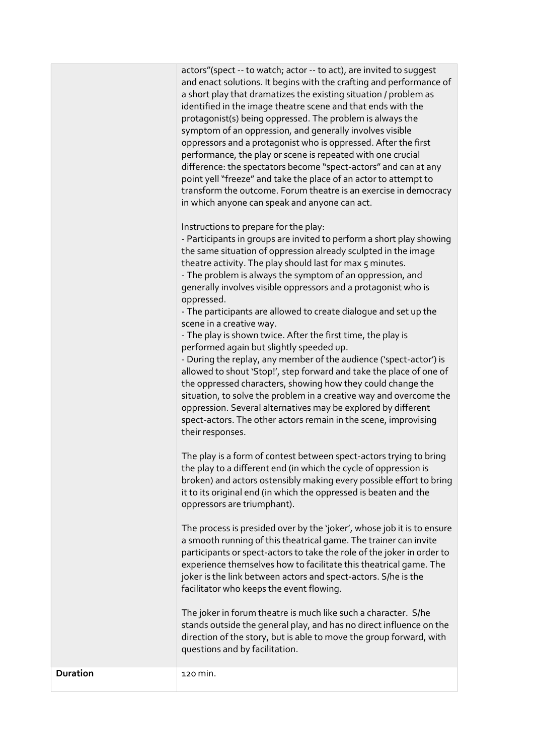| | |
|---|---|
| | actors"(spect -- to watch; actor -- to act), are invited to suggest and enact solutions. It begins with the crafting and performance of a short play that dramatizes the existing situation / problem as identified in the image theatre scene and that ends with the protagonist(s) being oppressed. The problem is always the symptom of an oppression, and generally involves visible oppressors and a protagonist who is oppressed. After the first performance, the play or scene is repeated with one crucial difference: the spectators become "spect-actors" and can at any point yell "freeze" and take the place of an actor to attempt to transform the outcome. Forum theatre is an exercise in democracy in which anyone can speak and anyone can act.<br><br>Instructions to prepare for the play:<br>- Participants in groups are invited to perform a short play showing the same situation of oppression already sculpted in the image theatre activity. The play should last for max 5 minutes.<br>- The problem is always the symptom of an oppression, and generally involves visible oppressors and a protagonist who is oppressed.<br>- The participants are allowed to create dialogue and set up the scene in a creative way.<br>- The play is shown twice. After the first time, the play is performed again but slightly speeded up.<br>- During the replay, any member of the audience ('spect-actor') is allowed to shout 'Stop!', step forward and take the place of one of the oppressed characters, showing how they could change the situation, to solve the problem in a creative way and overcome the oppression. Several alternatives may be explored by different spect-actors. The other actors remain in the scene, improvising their responses.<br><br>The play is a form of contest between spect-actors trying to bring the play to a different end (in which the cycle of oppression is broken) and actors ostensibly making every possible effort to bring it to its original end (in which the oppressed is beaten and the oppressors are triumphant).<br><br>The process is presided over by the 'joker', whose job it is to ensure a smooth running of this theatrical game. The trainer can invite participants or spect-actors to take the role of the joker in order to experience themselves how to facilitate this theatrical game. The joker is the link between actors and spect-actors. S/he is the facilitator who keeps the event flowing.<br><br>The joker in forum theatre is much like such a character. S/he stands outside the general play, and has no direct influence on the direction of the story, but is able to move the group forward, with questions and by facilitation. |
| **Duration** | 120 min. |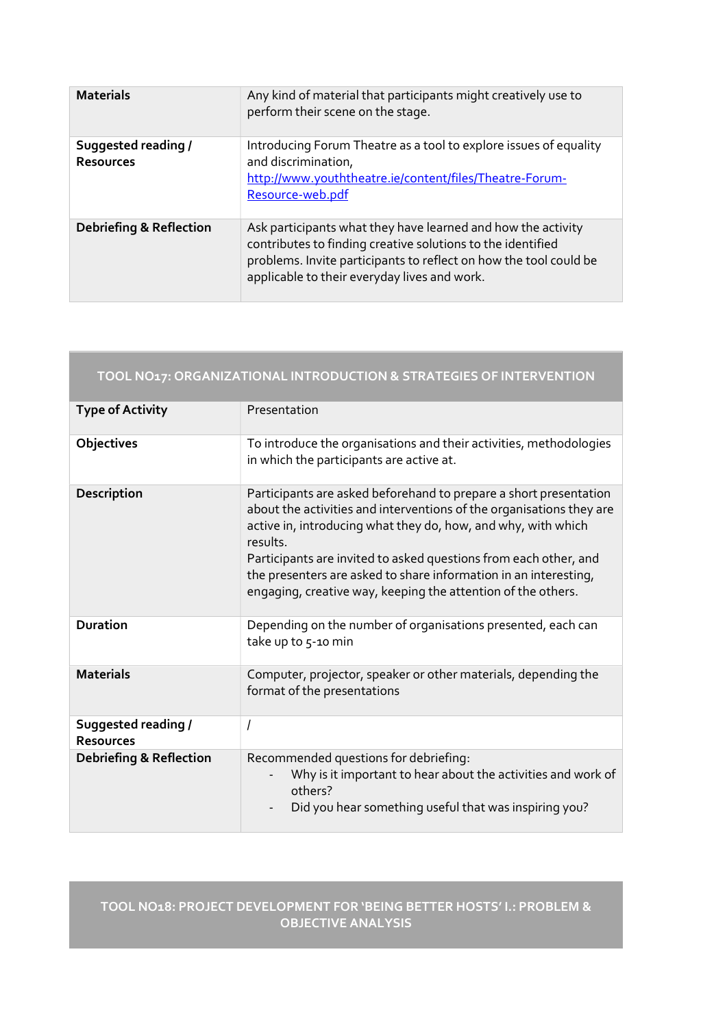| | |
|---|---|
| **Materials** | Any kind of material that participants might creatively use to perform their scene on the stage. |
| **Suggested reading / Resources** | Introducing Forum Theatre as a tool to explore issues of equality and discrimination, [http://www.youththeatre.ie/content/files/Theatre-Forum-Resource-web.pdf](http://www.youththeatre.ie/content/files/Theatre-Forum-Resource-web.pdf) |
| **Debriefing & Reflection** | Ask participants what they have learned and how the activity contributes to finding creative solutions to the identified problems. Invite participants to reflect on how the tool could be applicable to their everyday lives and work. |

## TOOL NO17: ORGANIZATIONAL INTRODUCTION & STRATEGIES OF INTERVENTION

| | |
|---|---|
| **Type of Activity** | Presentation |
| **Objectives** | To introduce the organisations and their activities, methodologies in which the participants are active at. |
| **Description** | Participants are asked beforehand to prepare a short presentation about the activities and interventions of the organisations they are active in, introducing what they do, how, and why, with which results.<br>Participants are invited to asked questions from each other, and the presenters are asked to share information in an interesting, engaging, creative way, keeping the attention of the others. |
| **Duration** | Depending on the number of organisations presented, each can take up to 5-10 min |
| **Materials** | Computer, projector, speaker or other materials, depending the format of the presentations |
| **Suggested reading / Resources** | / |
| **Debriefing & Reflection** | Recommended questions for debriefing:<br>- Why is it important to hear about the activities and work of others?<br>- Did you hear something useful that was inspiring you? |

## TOOL NO18: PROJECT DEVELOPMENT FOR 'BEING BETTER HOSTS' I.: PROBLEM & OBJECTIVE ANALYSIS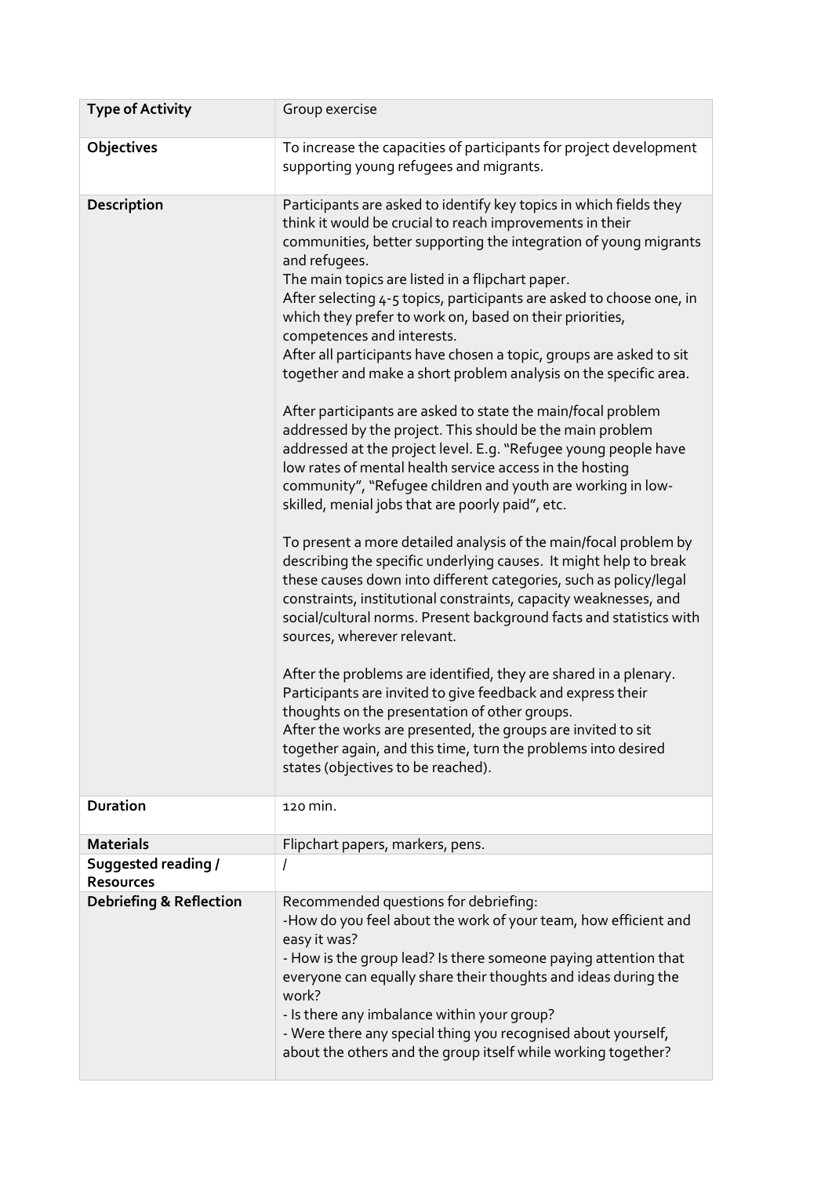| Type of Activity | Group exercise |
| --- | --- |
| **Objectives** | To increase the capacities of participants for project development supporting young refugees and migrants. |
| **Description** | Participants are asked to identify key topics in which fields they think it would be crucial to reach improvements in their communities, better supporting the integration of young migrants and refugees.<br>The main topics are listed in a flipchart paper.<br>After selecting 4-5 topics, participants are asked to choose one, in which they prefer to work on, based on their priorities, competences and interests.<br>After all participants have chosen a topic, groups are asked to sit together and make a short problem analysis on the specific area.<br><br>After participants are asked to state the main/focal problem addressed by the project. This should be the main problem addressed at the project level. E.g. "Refugee young people have low rates of mental health service access in the hosting community", "Refugee children and youth are working in low-skilled, menial jobs that are poorly paid", etc.<br><br>To present a more detailed analysis of the main/focal problem by describing the specific underlying causes. It might help to break these causes down into different categories, such as policy/legal constraints, institutional constraints, capacity weaknesses, and social/cultural norms. Present background facts and statistics with sources, wherever relevant.<br><br>After the problems are identified, they are shared in a plenary. Participants are invited to give feedback and express their thoughts on the presentation of other groups.<br>After the works are presented, the groups are invited to sit together again, and this time, turn the problems into desired states (objectives to be reached). |
| **Duration** | 120 min. |
| **Materials** | Flipchart papers, markers, pens. |
| **Suggested reading / Resources** | / |
| **Debriefing & Reflection** | Recommended questions for debriefing:<br>-How do you feel about the work of your team, how efficient and easy it was?<br>- How is the group lead? Is there someone paying attention that everyone can equally share their thoughts and ideas during the work?<br>- Is there any imbalance within your group?<br>- Were there any special thing you recognised about yourself, about the others and the group itself while working together? |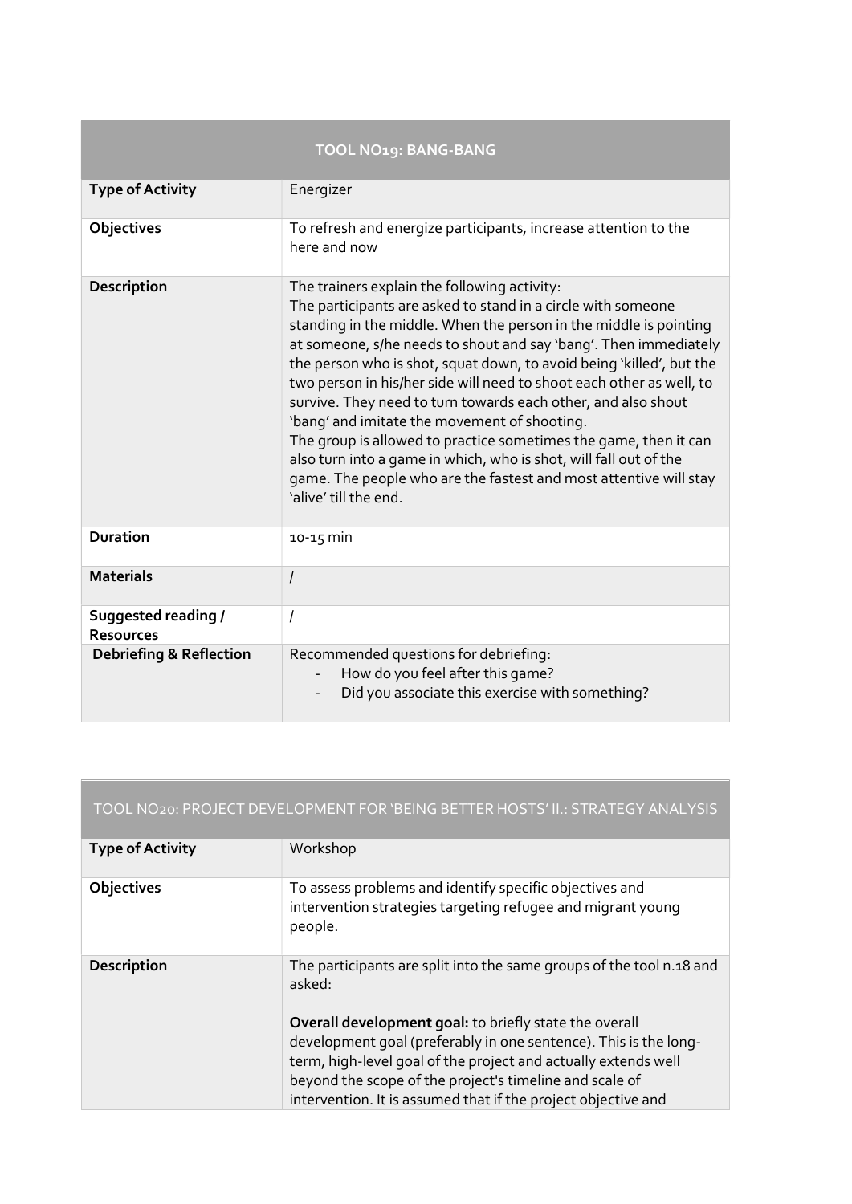| TOOL NO19: BANG-BANG | |
|---|---|
| **Type of Activity** | Energizer |
| **Objectives** | To refresh and energize participants, increase attention to the here and now |
| **Description** | The trainers explain the following activity:<br>The participants are asked to stand in a circle with someone standing in the middle. When the person in the middle is pointing at someone, s/he needs to shout and say 'bang'. Then immediately the person who is shot, squat down, to avoid being 'killed', but the two person in his/her side will need to shoot each other as well, to survive. They need to turn towards each other, and also shout 'bang' and imitate the movement of shooting.<br>The group is allowed to practice sometimes the game, then it can also turn into a game in which, who is shot, will fall out of the game. The people who are the fastest and most attentive will stay 'alive' till the end. |
| **Duration** | 10-15 min |
| **Materials** | / |
| **Suggested reading / Resources** | / |
| **Debriefing & Reflection** | Recommended questions for debriefing:<br>- How do you feel after this game?<br>- Did you associate this exercise with something? |

| TOOL NO20: PROJECT DEVELOPMENT FOR 'BEING BETTER HOSTS' II.: STRATEGY ANALYSIS | |
|---|---|
| **Type of Activity** | Workshop |
| **Objectives** | To assess problems and identify specific objectives and intervention strategies targeting refugee and migrant young people. |
| **Description** | The participants are split into the same groups of the tool n.18 and asked:<br><br>**Overall development goal:** to briefly state the overall development goal (preferably in one sentence). This is the long-term, high-level goal of the project and actually extends well beyond the scope of the project's timeline and scale of intervention. It is assumed that if the project objective and |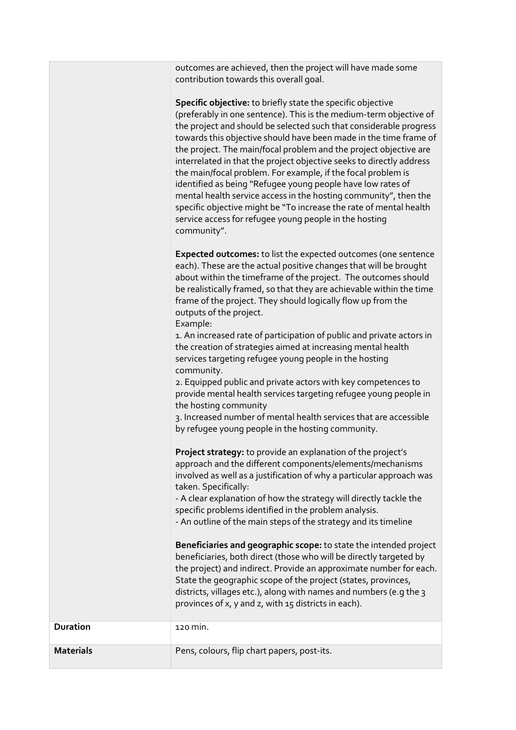| | |
|---|---|
| | outcomes are achieved, then the project will have made some contribution towards this overall goal.<br><br>**Specific objective:** to briefly state the specific objective (preferably in one sentence). This is the medium-term objective of the project and should be selected such that considerable progress towards this objective should have been made in the time frame of the project. The main/focal problem and the project objective are interrelated in that the project objective seeks to directly address the main/focal problem. For example, if the focal problem is identified as being "Refugee young people have low rates of mental health service access in the hosting community", then the specific objective might be "To increase the rate of mental health service access for refugee young people in the hosting community".<br><br>**Expected outcomes:** to list the expected outcomes (one sentence each). These are the actual positive changes that will be brought about within the timeframe of the project. The outcomes should be realistically framed, so that they are achievable within the time frame of the project. They should logically flow up from the outputs of the project.<br>Example:<br>1. An increased rate of participation of public and private actors in the creation of strategies aimed at increasing mental health services targeting refugee young people in the hosting community.<br>2. Equipped public and private actors with key competences to provide mental health services targeting refugee young people in the hosting community<br>3. Increased number of mental health services that are accessible by refugee young people in the hosting community.<br><br>**Project strategy:** to provide an explanation of the project's approach and the different components/elements/mechanisms involved as well as a justification of why a particular approach was taken. Specifically:<br>- A clear explanation of how the strategy will directly tackle the specific problems identified in the problem analysis.<br>- An outline of the main steps of the strategy and its timeline<br><br>**Beneficiaries and geographic scope:** to state the intended project beneficiaries, both direct (those who will be directly targeted by the project) and indirect. Provide an approximate number for each. State the geographic scope of the project (states, provinces, districts, villages etc.), along with names and numbers (e.g the 3 provinces of x, y and z, with 15 districts in each). |
| **Duration** | 120 min. |
| **Materials** | Pens, colours, flip chart papers, post-its. |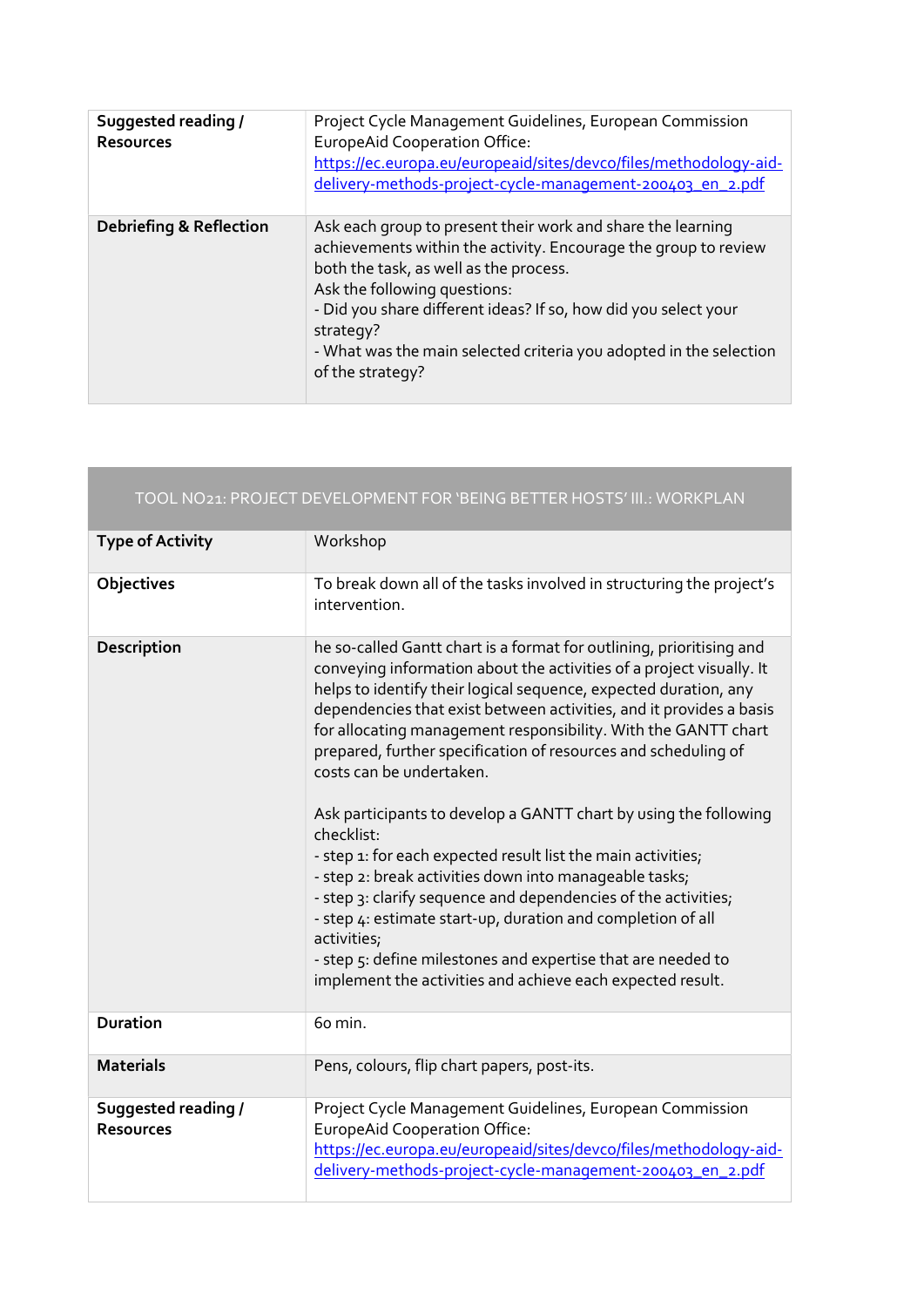| | |
|---|---|
| **Suggested reading / Resources** | Project Cycle Management Guidelines, European Commission EuropeAid Cooperation Office: [https://ec.europa.eu/europeaid/sites/devco/files/methodology-aid-delivery-methods-project-cycle-management-200403_en_2.pdf](https://ec.europa.eu/europeaid/sites/devco/files/methodology-aid-delivery-methods-project-cycle-management-200403_en_2.pdf) |
| **Debriefing & Reflection** | Ask each group to present their work and share the learning achievements within the activity. Encourage the group to review both the task, as well as the process.<br>Ask the following questions:<br>- Did you share different ideas? If so, how did you select your strategy?<br>- What was the main selected criteria you adopted in the selection of the strategy? |

| TOOL NO21: PROJECT DEVELOPMENT FOR 'BEING BETTER HOSTS' III.: WORKPLAN | |
|---|---|
| **Type of Activity** | Workshop |
| **Objectives** | To break down all of the tasks involved in structuring the project's intervention. |
| **Description** | he so-called Gantt chart is a format for outlining, prioritising and conveying information about the activities of a project visually. It helps to identify their logical sequence, expected duration, any dependencies that exist between activities, and it provides a basis for allocating management responsibility. With the GANTT chart prepared, further specification of resources and scheduling of costs can be undertaken.<br><br>Ask participants to develop a GANTT chart by using the following checklist:<br>- step 1: for each expected result list the main activities;<br>- step 2: break activities down into manageable tasks;<br>- step 3: clarify sequence and dependencies of the activities;<br>- step 4: estimate start-up, duration and completion of all activities;<br>- step 5: define milestones and expertise that are needed to implement the activities and achieve each expected result. |
| **Duration** | 60 min. |
| **Materials** | Pens, colours, flip chart papers, post-its. |
| **Suggested reading / Resources** | Project Cycle Management Guidelines, European Commission EuropeAid Cooperation Office: [https://ec.europa.eu/europeaid/sites/devco/files/methodology-aid-delivery-methods-project-cycle-management-200403_en_2.pdf](https://ec.europa.eu/europeaid/sites/devco/files/methodology-aid-delivery-methods-project-cycle-management-200403_en_2.pdf) |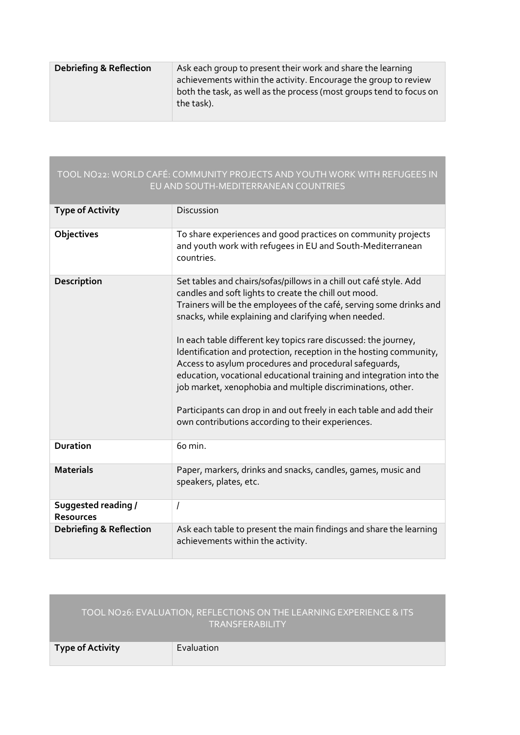| Debriefing & Reflection | Ask each group to present their work and share the learning achievements within the activity. Encourage the group to review both the task, as well as the process (most groups tend to focus on the task). |
|---|---|

| TOOL NO22: WORLD CAFÉ: COMMUNITY PROJECTS AND YOUTH WORK WITH REFUGEES IN EU AND SOUTH-MEDITERRANEAN COUNTRIES | |
|---|---|
| **Type of Activity** | Discussion |
| **Objectives** | To share experiences and good practices on community projects and youth work with refugees in EU and South-Mediterranean countries. |
| **Description** | Set tables and chairs/sofas/pillows in a chill out café style. Add candles and soft lights to create the chill out mood.<br>Trainers will be the employees of the café, serving some drinks and snacks, while explaining and clarifying when needed.<br><br>In each table different key topics rare discussed: the journey, Identification and protection, reception in the hosting community, Access to asylum procedures and procedural safeguards, education, vocational educational training and integration into the job market, xenophobia and multiple discriminations, other.<br><br>Participants can drop in and out freely in each table and add their own contributions according to their experiences. |
| **Duration** | 60 min. |
| **Materials** | Paper, markers, drinks and snacks, candles, games, music and speakers, plates, etc. |
| **Suggested reading / Resources** | / |
| **Debriefing & Reflection** | Ask each table to present the main findings and share the learning achievements within the activity. |

| TOOL NO26: EVALUATION, REFLECTIONS ON THE LEARNING EXPERIENCE & ITS TRANSFERABILITY | |
|---|---|
| **Type of Activity** | Evaluation |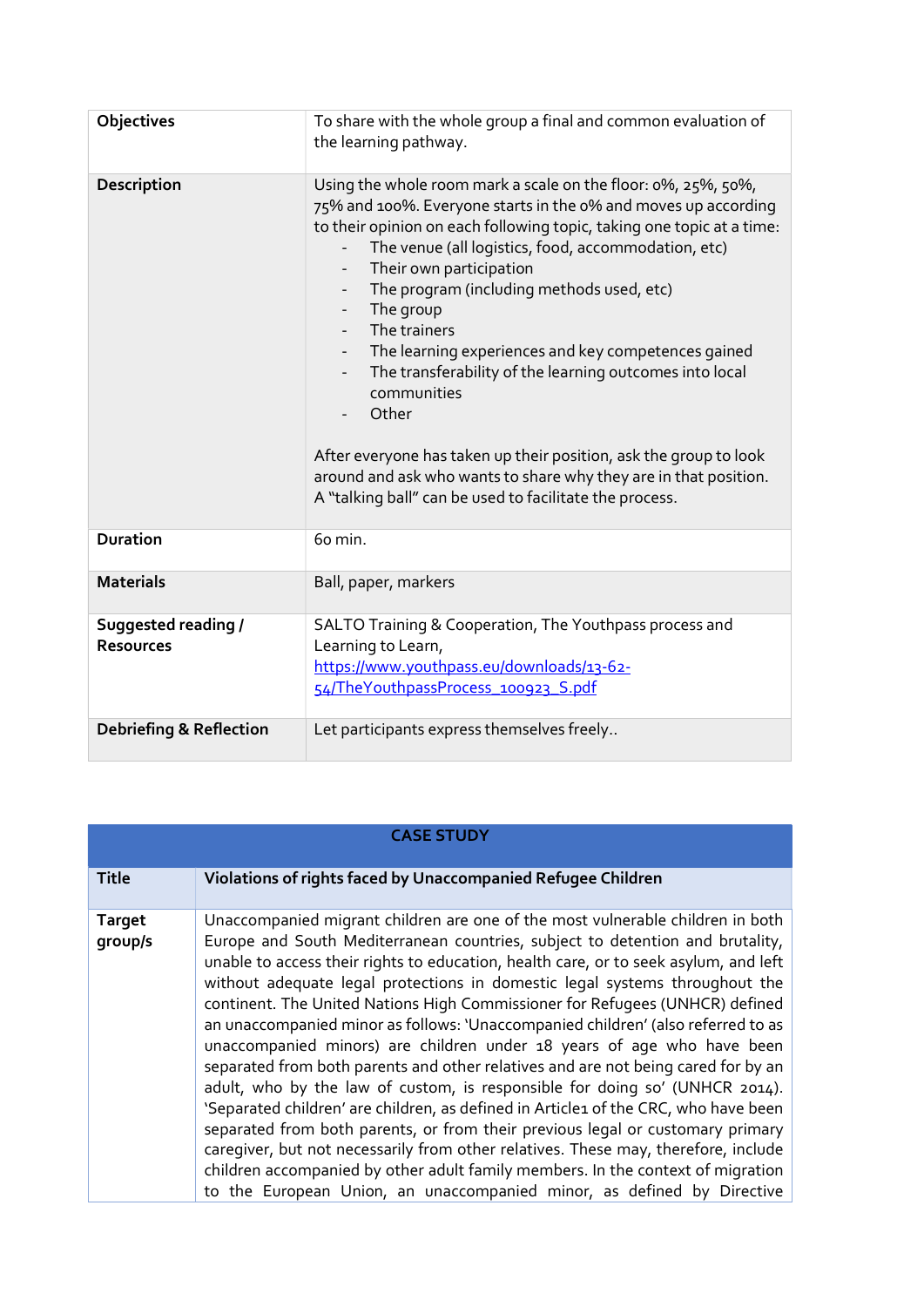| Objectives | To share with the whole group a final and common evaluation of the learning pathway. |
|---|---|
| Description | Using the whole room mark a scale on the floor: 0%, 25%, 50%, 75% and 100%. Everyone starts in the 0% and moves up according to their opinion on each following topic, taking one topic at a time:<br>- The venue (all logistics, food, accommodation, etc)<br>- Their own participation<br>- The program (including methods used, etc)<br>- The group<br>- The trainers<br>- The learning experiences and key competences gained<br>- The transferability of the learning outcomes into local communities<br>- Other<br><br>After everyone has taken up their position, ask the group to look around and ask who wants to share why they are in that position. A "talking ball" can be used to facilitate the process. |
| Duration | 60 min. |
| Materials | Ball, paper, markers |
| Suggested reading / Resources | SALTO Training & Cooperation, The Youthpass process and Learning to Learn, https://www.youthpass.eu/downloads/13-62-54/TheYouthpassProcess_100923_S.pdf |
| Debriefing & Reflection | Let participants express themselves freely.. |

| CASE STUDY | |
|---|---|
| **Title** | **Violations of rights faced by Unaccompanied Refugee Children** |
| **Target group/s** | Unaccompanied migrant children are one of the most vulnerable children in both Europe and South Mediterranean countries, subject to detention and brutality, unable to access their rights to education, health care, or to seek asylum, and left without adequate legal protections in domestic legal systems throughout the continent. The United Nations High Commissioner for Refugees (UNHCR) defined an unaccompanied minor as follows: 'Unaccompanied children' (also referred to as unaccompanied minors) are children under 18 years of age who have been separated from both parents and other relatives and are not being cared for by an adult, who by the law of custom, is responsible for doing so' (UNHCR 2014). 'Separated children' are children, as defined in Article1 of the CRC, who have been separated from both parents, or from their previous legal or customary primary caregiver, but not necessarily from other relatives. These may, therefore, include children accompanied by other adult family members. In the context of migration to the European Union, an unaccompanied minor, as defined by Directive |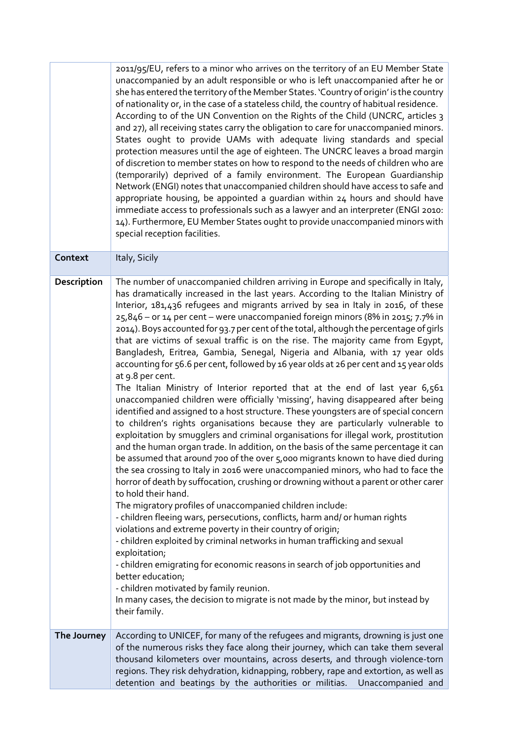| | |
|---|---|
| | 2011/95/EU, refers to a minor who arrives on the territory of an EU Member State unaccompanied by an adult responsible or who is left unaccompanied after he or she has entered the territory of the Member States. 'Country of origin' is the country of nationality or, in the case of a stateless child, the country of habitual residence. According to of the UN Convention on the Rights of the Child (UNCRC, articles 3 and 27), all receiving states carry the obligation to care for unaccompanied minors. States ought to provide UAMs with adequate living standards and special protection measures until the age of eighteen. The UNCRC leaves a broad margin of discretion to member states on how to respond to the needs of children who are (temporarily) deprived of a family environment. The European Guardianship Network (ENGI) notes that unaccompanied children should have access to safe and appropriate housing, be appointed a guardian within 24 hours and should have immediate access to professionals such as a lawyer and an interpreter (ENGI 2010: 14). Furthermore, EU Member States ought to provide unaccompanied minors with special reception facilities. |
| **Context** | Italy, Sicily |
| **Description** | The number of unaccompanied children arriving in Europe and specifically in Italy, has dramatically increased in the last years. According to the Italian Ministry of Interior, 181,436 refugees and migrants arrived by sea in Italy in 2016, of these 25,846 – or 14 per cent – were unaccompanied foreign minors (8% in 2015; 7.7% in 2014). Boys accounted for 93.7 per cent of the total, although the percentage of girls that are victims of sexual traffic is on the rise. The majority came from Egypt, Bangladesh, Eritrea, Gambia, Senegal, Nigeria and Albania, with 17 year olds accounting for 56.6 per cent, followed by 16 year olds at 26 per cent and 15 year olds at 9.8 per cent.<br>The Italian Ministry of Interior reported that at the end of last year 6,561 unaccompanied children were officially 'missing', having disappeared after being identified and assigned to a host structure. These youngsters are of special concern to children's rights organisations because they are particularly vulnerable to exploitation by smugglers and criminal organisations for illegal work, prostitution and the human organ trade. In addition, on the basis of the same percentage it can be assumed that around 700 of the over 5,000 migrants known to have died during the sea crossing to Italy in 2016 were unaccompanied minors, who had to face the horror of death by suffocation, crushing or drowning without a parent or other carer to hold their hand.<br>The migratory profiles of unaccompanied children include:<br>- children fleeing wars, persecutions, conflicts, harm and/ or human rights violations and extreme poverty in their country of origin;<br>- children exploited by criminal networks in human trafficking and sexual exploitation;<br>- children emigrating for economic reasons in search of job opportunities and better education;<br>- children motivated by family reunion.<br>In many cases, the decision to migrate is not made by the minor, but instead by their family. |
| **The Journey** | According to UNICEF, for many of the refugees and migrants, drowning is just one of the numerous risks they face along their journey, which can take them several thousand kilometers over mountains, across deserts, and through violence-torn regions. They risk dehydration, kidnapping, robbery, rape and extortion, as well as detention and beatings by the authorities or militias. Unaccompanied and |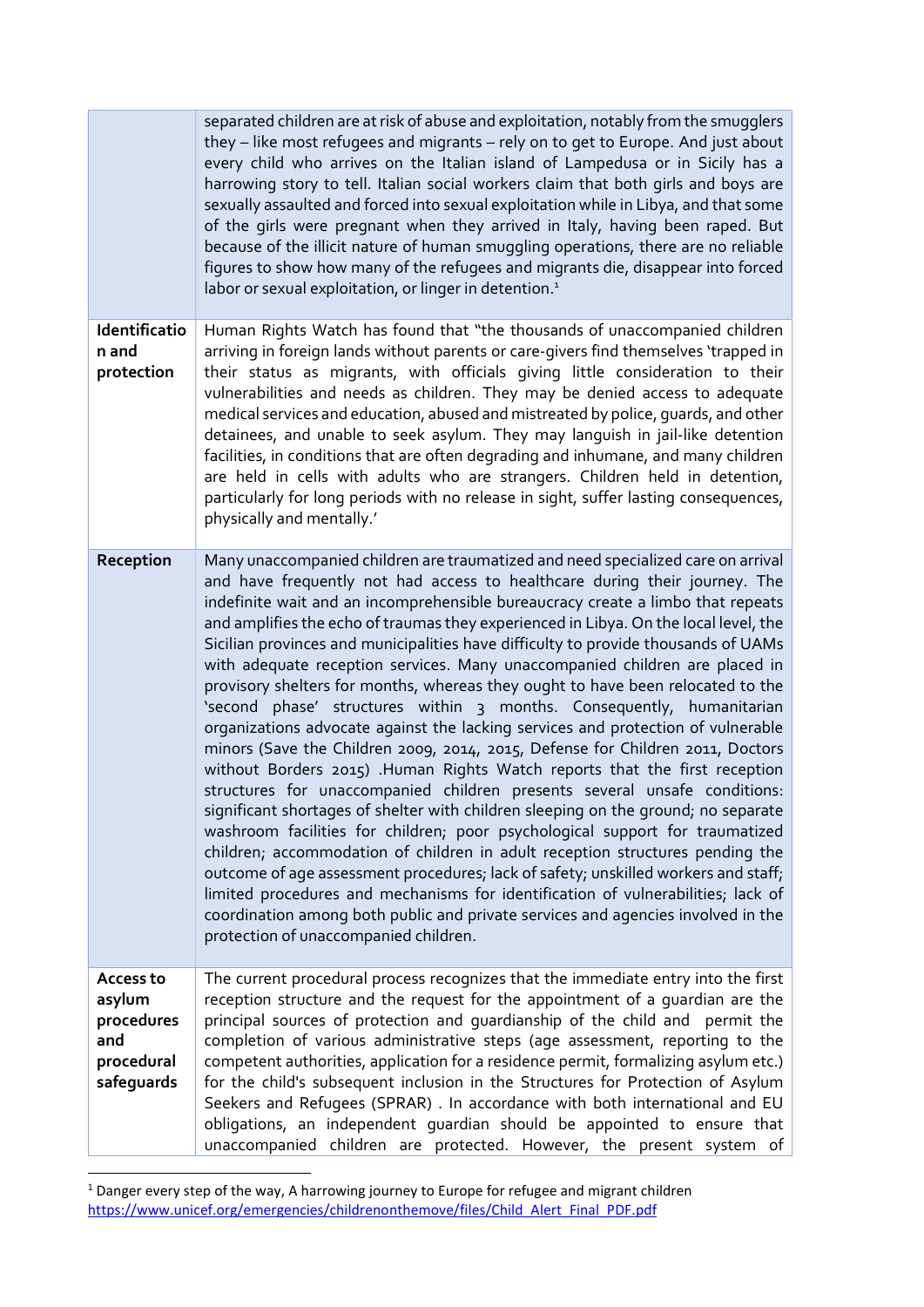| | |
|---|---|
| | separated children are at risk of abuse and exploitation, notably from the smugglers they – like most refugees and migrants – rely on to get to Europe. And just about every child who arrives on the Italian island of Lampedusa or in Sicily has a harrowing story to tell. Italian social workers claim that both girls and boys are sexually assaulted and forced into sexual exploitation while in Libya, and that some of the girls were pregnant when they arrived in Italy, having been raped. But because of the illicit nature of human smuggling operations, there are no reliable figures to show how many of the refugees and migrants die, disappear into forced labor or sexual exploitation, or linger in detention.[1] |
| **Identification and protection** | Human Rights Watch has found that "the thousands of unaccompanied children arriving in foreign lands without parents or care-givers find themselves 'trapped in their status as migrants, with officials giving little consideration to their vulnerabilities and needs as children. They may be denied access to adequate medical services and education, abused and mistreated by police, guards, and other detainees, and unable to seek asylum. They may languish in jail-like detention facilities, in conditions that are often degrading and inhumane, and many children are held in cells with adults who are strangers. Children held in detention, particularly for long periods with no release in sight, suffer lasting consequences, physically and mentally.' |
| **Reception** | Many unaccompanied children are traumatized and need specialized care on arrival and have frequently not had access to healthcare during their journey. The indefinite wait and an incomprehensible bureaucracy create a limbo that repeats and amplifies the echo of traumas they experienced in Libya. On the local level, the Sicilian provinces and municipalities have difficulty to provide thousands of UAMs with adequate reception services. Many unaccompanied children are placed in provisory shelters for months, whereas they ought to have been relocated to the 'second phase' structures within 3 months. Consequently, humanitarian organizations advocate against the lacking services and protection of vulnerable minors (Save the Children 2009, 2014, 2015, Defense for Children 2011, Doctors without Borders 2015) .Human Rights Watch reports that the first reception structures for unaccompanied children presents several unsafe conditions: significant shortages of shelter with children sleeping on the ground; no separate washroom facilities for children; poor psychological support for traumatized children; accommodation of children in adult reception structures pending the outcome of age assessment procedures; lack of safety; unskilled workers and staff; limited procedures and mechanisms for identification of vulnerabilities; lack of coordination among both public and private services and agencies involved in the protection of unaccompanied children. |
| **Access to asylum procedures and procedural safeguards** | The current procedural process recognizes that the immediate entry into the first reception structure and the request for the appointment of a guardian are the principal sources of protection and guardianship of the child and permit the completion of various administrative steps (age assessment, reporting to the competent authorities, application for a residence permit, formalizing asylum etc.) for the child's subsequent inclusion in the Structures for Protection of Asylum Seekers and Refugees (SPRAR) . In accordance with both international and EU obligations, an independent guardian should be appointed to ensure that unaccompanied children are protected. However, the present system of |

[1] Danger every step of the way, A harrowing journey to Europe for refugee and migrant children https://www.unicef.org/emergencies/childrenonthemove/files/Child_Alert_Final_PDF.pdf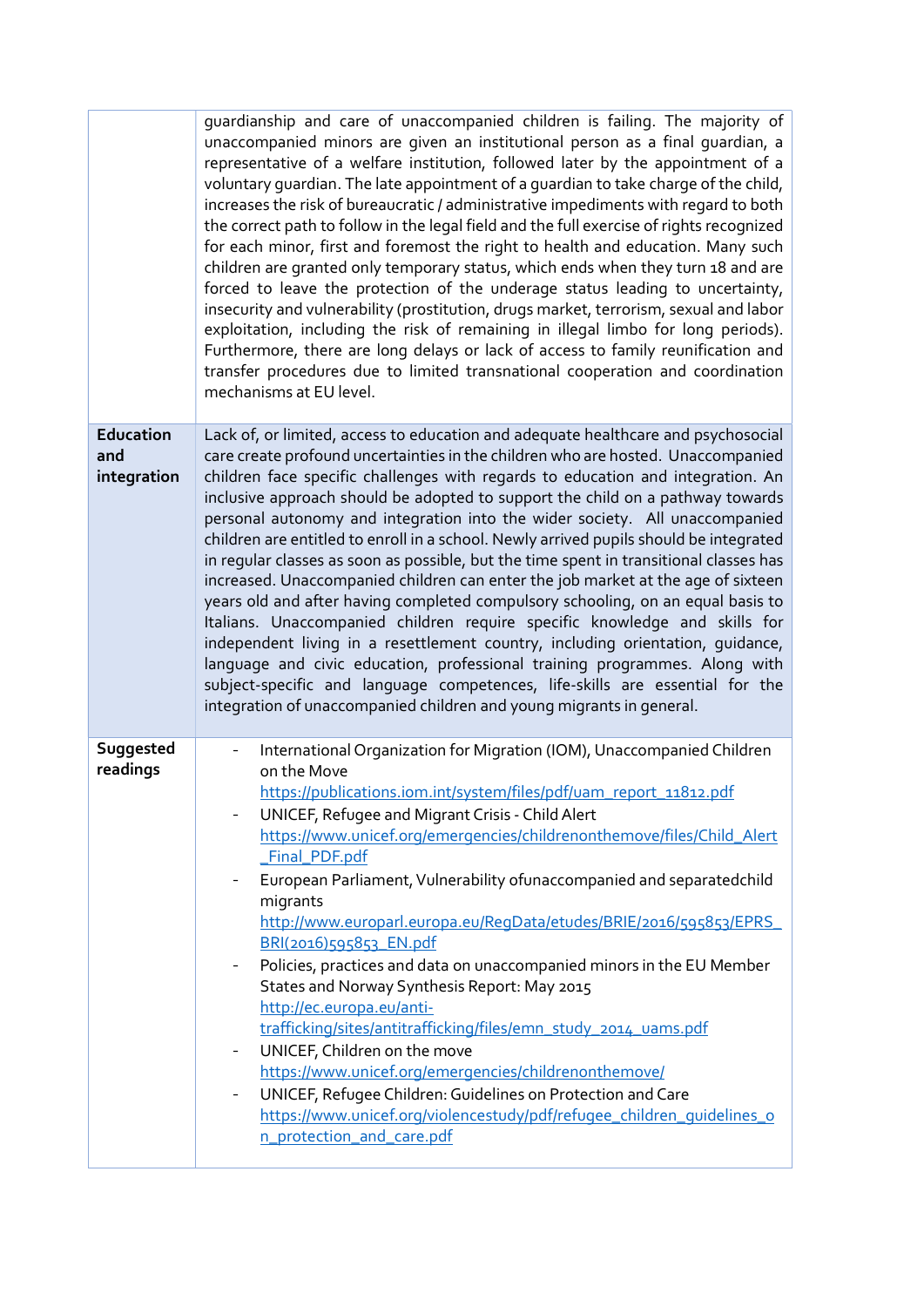| | |
|---|---|
| | guardianship and care of unaccompanied children is failing. The majority of unaccompanied minors are given an institutional person as a final guardian, a representative of a welfare institution, followed later by the appointment of a voluntary guardian. The late appointment of a guardian to take charge of the child, increases the risk of bureaucratic / administrative impediments with regard to both the correct path to follow in the legal field and the full exercise of rights recognized for each minor, first and foremost the right to health and education. Many such children are granted only temporary status, which ends when they turn 18 and are forced to leave the protection of the underage status leading to uncertainty, insecurity and vulnerability (prostitution, drugs market, terrorism, sexual and labor exploitation, including the risk of remaining in illegal limbo for long periods). Furthermore, there are long delays or lack of access to family reunification and transfer procedures due to limited transnational cooperation and coordination mechanisms at EU level. |
| **Education and integration** | Lack of, or limited, access to education and adequate healthcare and psychosocial care create profound uncertainties in the children who are hosted. Unaccompanied children face specific challenges with regards to education and integration. An inclusive approach should be adopted to support the child on a pathway towards personal autonomy and integration into the wider society. All unaccompanied children are entitled to enroll in a school. Newly arrived pupils should be integrated in regular classes as soon as possible, but the time spent in transitional classes has increased. Unaccompanied children can enter the job market at the age of sixteen years old and after having completed compulsory schooling, on an equal basis to Italians. Unaccompanied children require specific knowledge and skills for independent living in a resettlement country, including orientation, guidance, language and civic education, professional training programmes. Along with subject-specific and language competences, life-skills are essential for the integration of unaccompanied children and young migrants in general. |
| **Suggested readings** | - International Organization for Migration (IOM), Unaccompanied Children on the Move https://publications.iom.int/system/files/pdf/uam_report_11812.pdf <br> - UNICEF, Refugee and Migrant Crisis - Child Alert https://www.unicef.org/emergencies/childrenonthemove/files/Child_Alert_Final_PDF.pdf <br> - European Parliament, Vulnerability ofunaccompanied and separatedchild migrants http://www.europarl.europa.eu/RegData/etudes/BRIE/2016/595853/EPRS_BRI(2016)595853_EN.pdf <br> - Policies, practices and data on unaccompanied minors in the EU Member States and Norway Synthesis Report: May 2015 http://ec.europa.eu/anti-trafficking/sites/antitrafficking/files/emn_study_2014_uams.pdf <br> - UNICEF, Children on the move https://www.unicef.org/emergencies/childrenonthemove/ <br> - UNICEF, Refugee Children: Guidelines on Protection and Care https://www.unicef.org/violencestudy/pdf/refugee_children_guidelines_on_protection_and_care.pdf |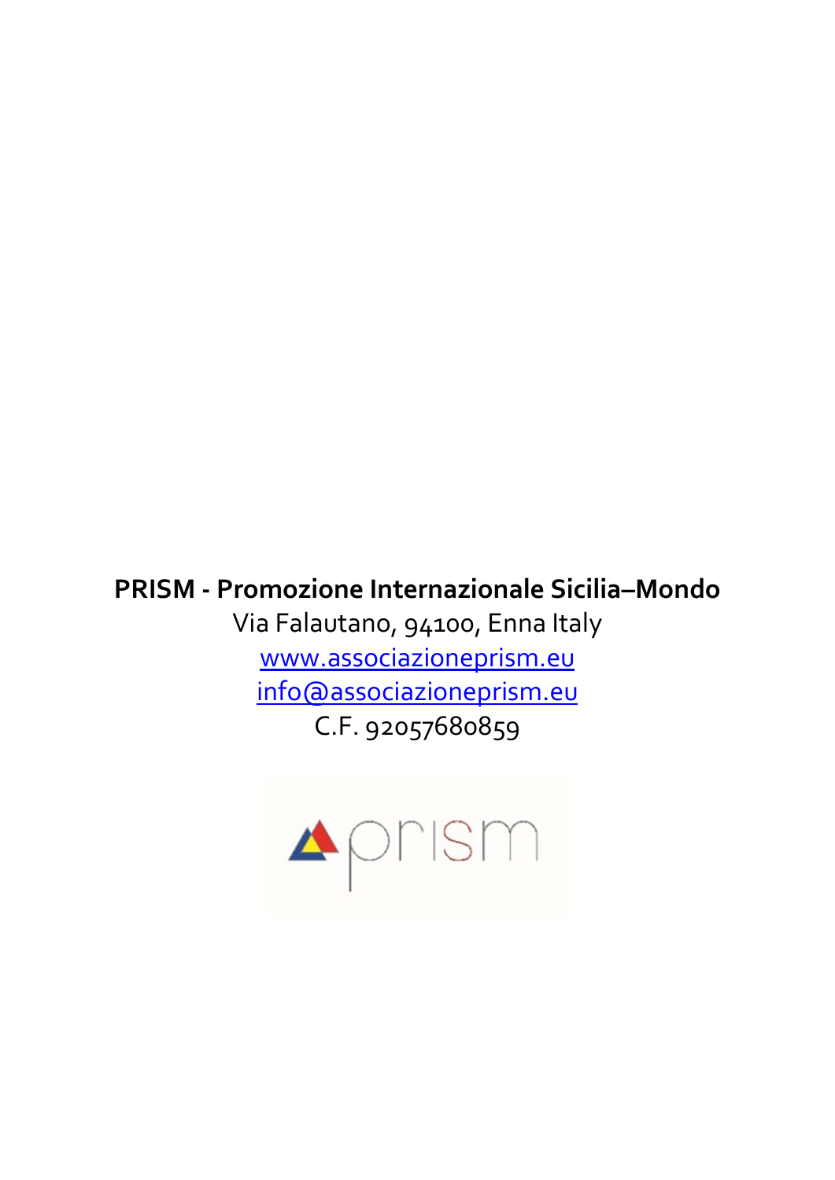**PRISM - Promozione Internazionale Sicilia–Mondo**

Via Falautano, 94100, Enna Italy

www.associazioneprism.eu

info@associazioneprism.eu

C.F. 92057680859